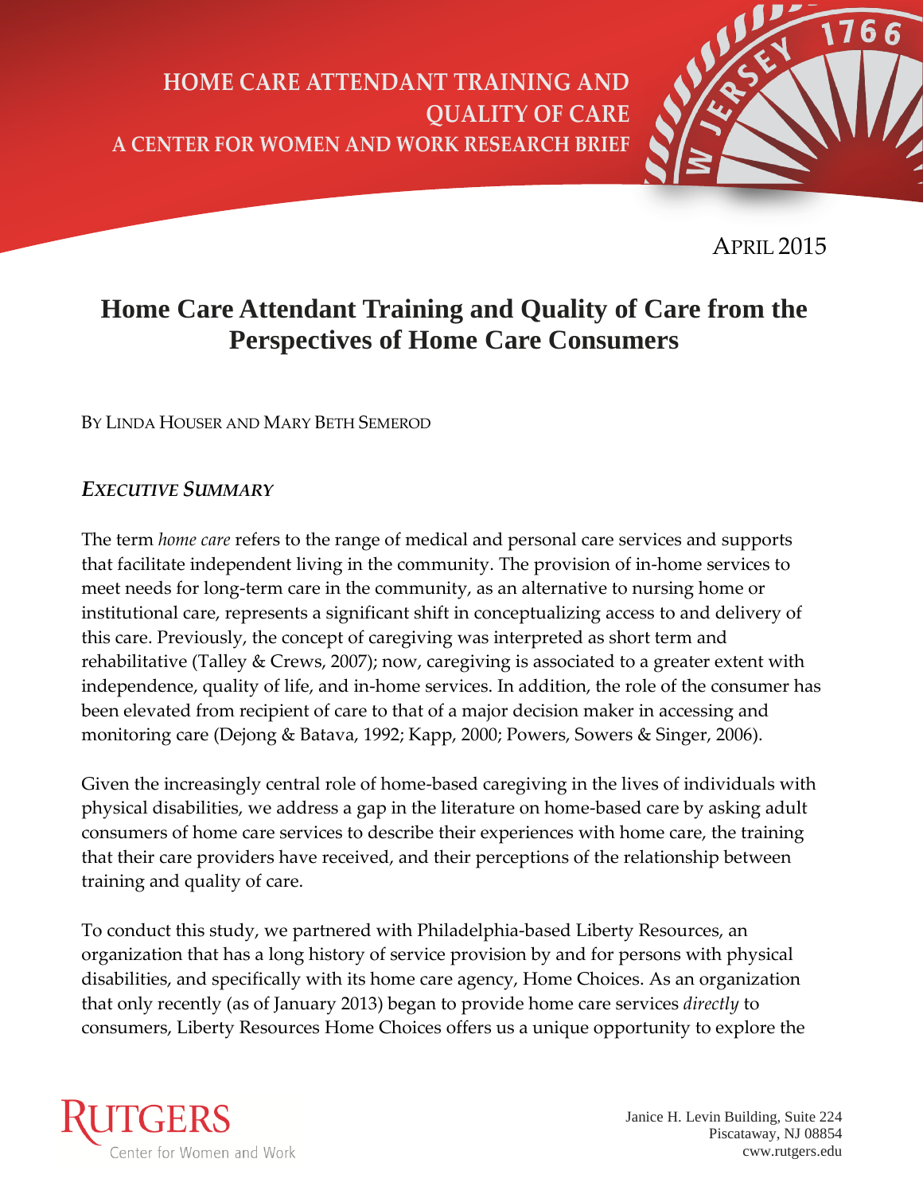HOME CARE ATTENDANT TRAINING AND QUALITY OF CARE

A CENTER FOR WOMEN AND WORK RESEARCH BRIEF

APRIL 2015

# Home Care Attendant Training and Quality of Care from the Perspectives of Home Care Consumers

BY LINDA HOUSER AND MARY BETH SEMEROD

## *EXECUTIVE SUMMARY*

The term *home care* refers to the range of medical and personal care services and supports that facilitate independent living in the community. The provision of in-home services to meet needs for long-term care in the community, as an alternative to nursing home or institutional care, represents a significant shift in conceptualizing access to and delivery of this care. Previously, the concept of caregiving was interpreted as short term and rehabilitative (Talley & Crews, 2007); now, caregiving is associated to a greater extent with independence, quality of life, and in-home services. In addition, the role of the consumer has been elevated from recipient of care to that of a major decision maker in accessing and monitoring care (Dejong & Batava, 1992; Kapp, 2000; Powers, Sowers & Singer, 2006).

Given the increasingly central role of home-based caregiving in the lives of individuals with physical disabilities, we address a gap in the literature on home-based care by asking adult consumers of home care services to describe their experiences with home care, the training that their care providers have received, and their perceptions of the relationship between training and quality of care.

To conduct this study, we partnered with Philadelphia-based Liberty Resources, an organization that has a long history of service provision by and for persons with physical disabilities, and specifically with its home care agency, Home Choices. As an organization that only recently (as of January 2013) began to provide home care services *directly* to consumers, Liberty Resources Home Choices offers us a unique opportunity to explore the

RUTGERS
Center for Women and Work

Janice H. Levin Building, Suite 224
Piscataway, NJ 08854
cww.rutgers.edu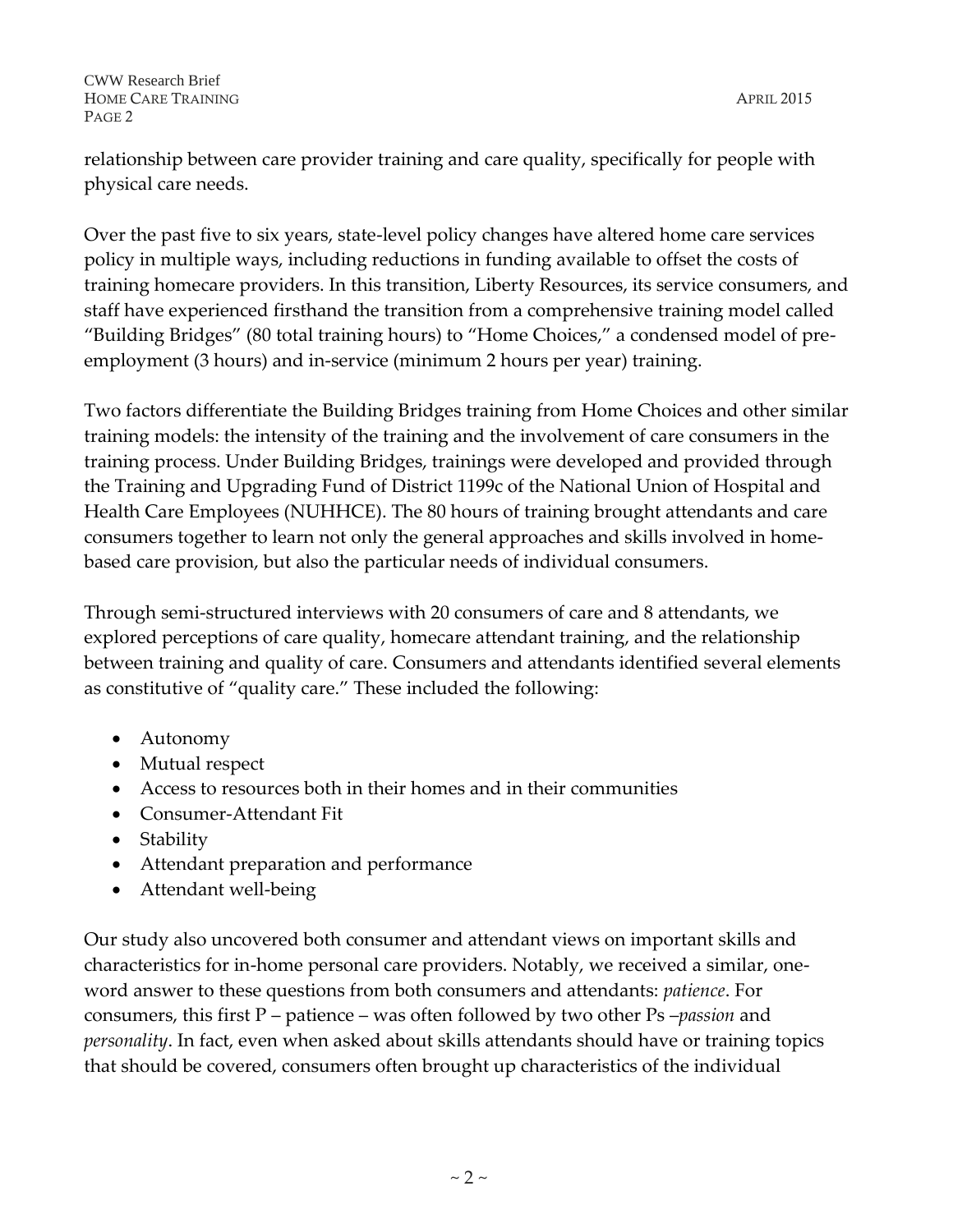relationship between care provider training and care quality, specifically for people with physical care needs.

Over the past five to six years, state-level policy changes have altered home care services policy in multiple ways, including reductions in funding available to offset the costs of training homecare providers. In this transition, Liberty Resources, its service consumers, and staff have experienced firsthand the transition from a comprehensive training model called "Building Bridges" (80 total training hours) to "Home Choices," a condensed model of pre-employment (3 hours) and in-service (minimum 2 hours per year) training.

Two factors differentiate the Building Bridges training from Home Choices and other similar training models: the intensity of the training and the involvement of care consumers in the training process. Under Building Bridges, trainings were developed and provided through the Training and Upgrading Fund of District 1199c of the National Union of Hospital and Health Care Employees (NUHHCE). The 80 hours of training brought attendants and care consumers together to learn not only the general approaches and skills involved in home-based care provision, but also the particular needs of individual consumers.

Through semi-structured interviews with 20 consumers of care and 8 attendants, we explored perceptions of care quality, homecare attendant training, and the relationship between training and quality of care. Consumers and attendants identified several elements as constitutive of "quality care." These included the following:

- Autonomy
- Mutual respect
- Access to resources both in their homes and in their communities
- Consumer-Attendant Fit
- Stability
- Attendant preparation and performance
- Attendant well-being

Our study also uncovered both consumer and attendant views on important skills and characteristics for in-home personal care providers. Notably, we received a similar, one-word answer to these questions from both consumers and attendants: *patience*. For consumers, this first P – patience – was often followed by two other Ps –*passion* and *personality*. In fact, even when asked about skills attendants should have or training topics that should be covered, consumers often brought up characteristics of the individual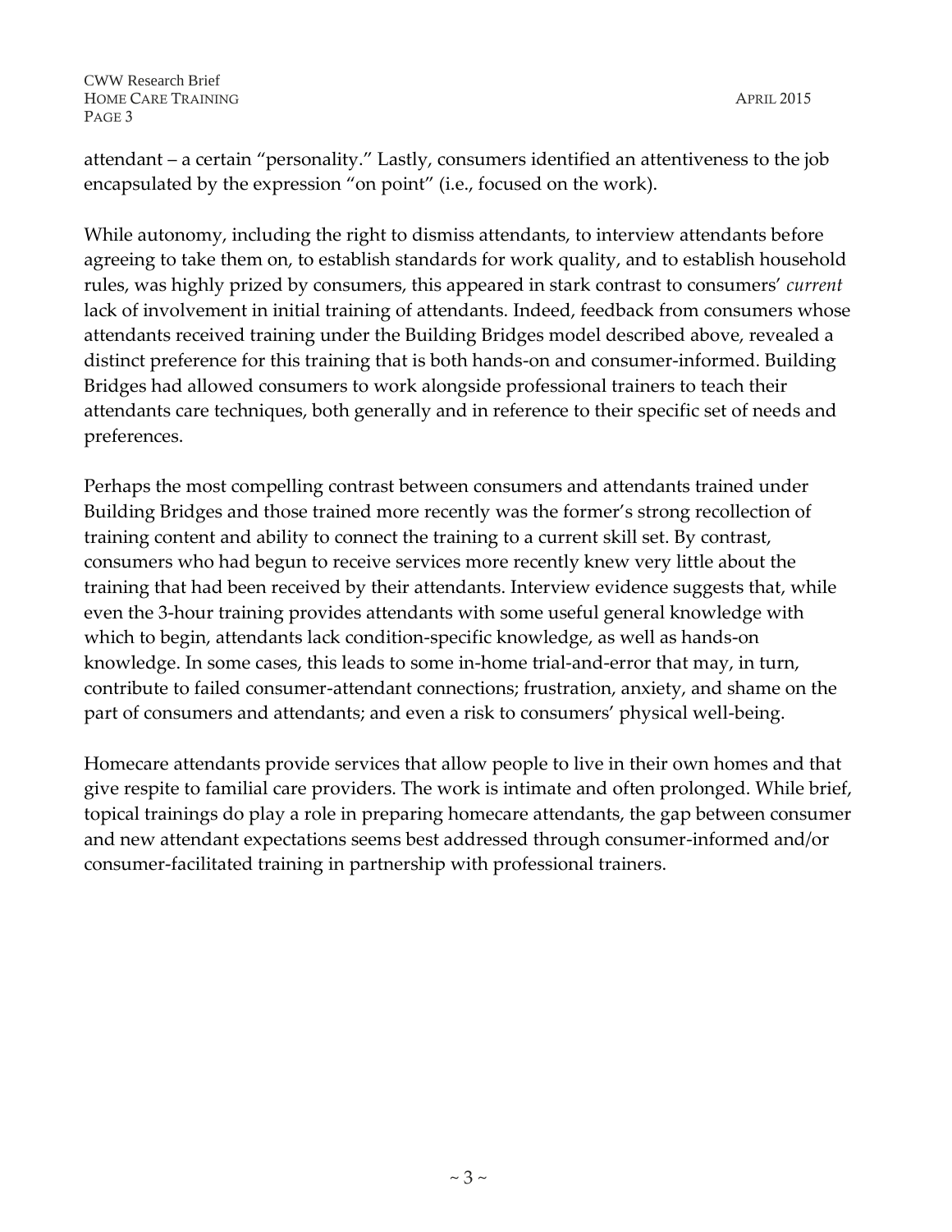attendant – a certain "personality." Lastly, consumers identified an attentiveness to the job encapsulated by the expression "on point" (i.e., focused on the work).

While autonomy, including the right to dismiss attendants, to interview attendants before agreeing to take them on, to establish standards for work quality, and to establish household rules, was highly prized by consumers, this appeared in stark contrast to consumers' *current* lack of involvement in initial training of attendants. Indeed, feedback from consumers whose attendants received training under the Building Bridges model described above, revealed a distinct preference for this training that is both hands-on and consumer-informed. Building Bridges had allowed consumers to work alongside professional trainers to teach their attendants care techniques, both generally and in reference to their specific set of needs and preferences.

Perhaps the most compelling contrast between consumers and attendants trained under Building Bridges and those trained more recently was the former's strong recollection of training content and ability to connect the training to a current skill set. By contrast, consumers who had begun to receive services more recently knew very little about the training that had been received by their attendants. Interview evidence suggests that, while even the 3-hour training provides attendants with some useful general knowledge with which to begin, attendants lack condition-specific knowledge, as well as hands-on knowledge. In some cases, this leads to some in-home trial-and-error that may, in turn, contribute to failed consumer-attendant connections; frustration, anxiety, and shame on the part of consumers and attendants; and even a risk to consumers' physical well-being.

Homecare attendants provide services that allow people to live in their own homes and that give respite to familial care providers. The work is intimate and often prolonged. While brief, topical trainings do play a role in preparing homecare attendants, the gap between consumer and new attendant expectations seems best addressed through consumer-informed and/or consumer-facilitated training in partnership with professional trainers.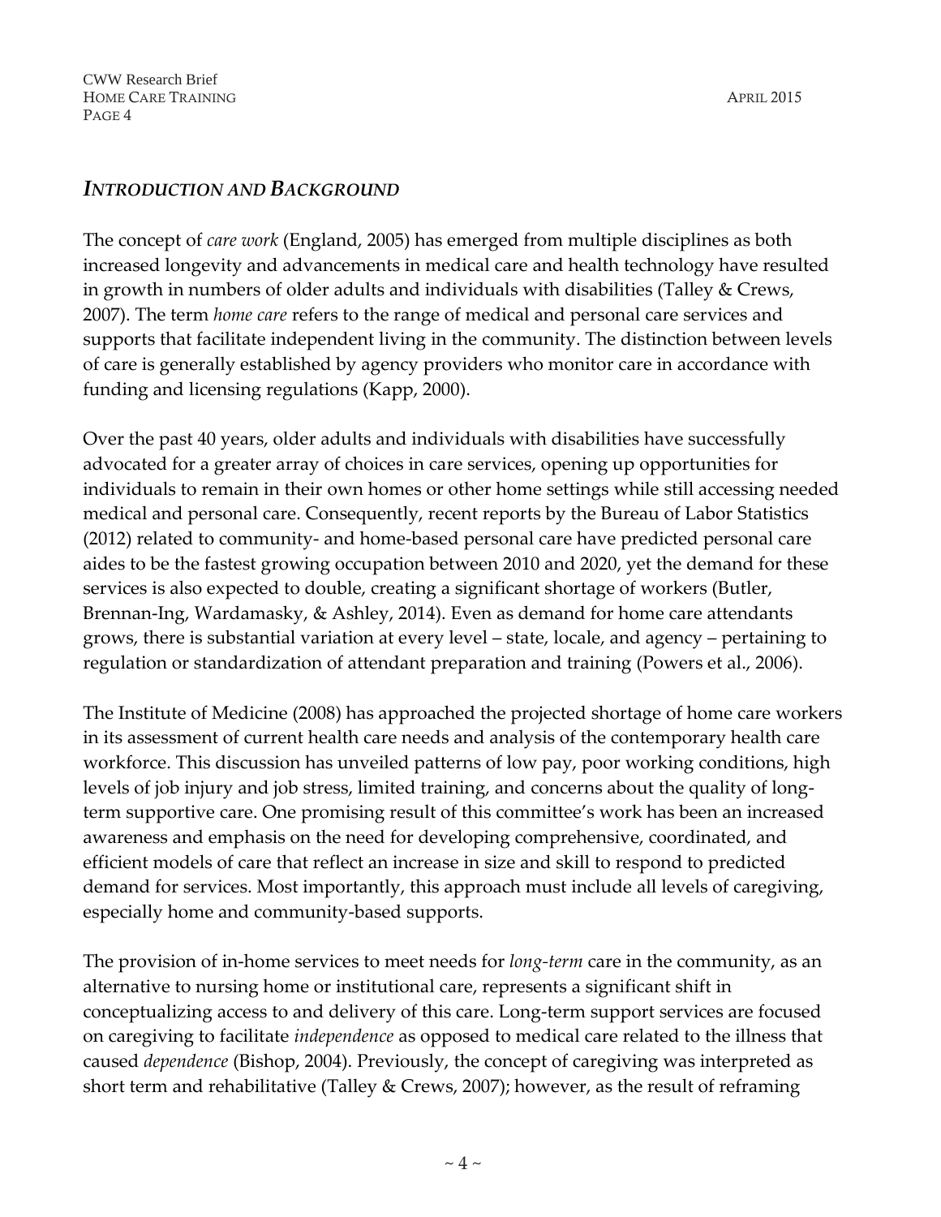## *INTRODUCTION AND BACKGROUND*

The concept of *care work* (England, 2005) has emerged from multiple disciplines as both increased longevity and advancements in medical care and health technology have resulted in growth in numbers of older adults and individuals with disabilities (Talley & Crews, 2007). The term *home care* refers to the range of medical and personal care services and supports that facilitate independent living in the community. The distinction between levels of care is generally established by agency providers who monitor care in accordance with funding and licensing regulations (Kapp, 2000).

Over the past 40 years, older adults and individuals with disabilities have successfully advocated for a greater array of choices in care services, opening up opportunities for individuals to remain in their own homes or other home settings while still accessing needed medical and personal care. Consequently, recent reports by the Bureau of Labor Statistics (2012) related to community- and home-based personal care have predicted personal care aides to be the fastest growing occupation between 2010 and 2020, yet the demand for these services is also expected to double, creating a significant shortage of workers (Butler, Brennan-Ing, Wardamasky, & Ashley, 2014). Even as demand for home care attendants grows, there is substantial variation at every level – state, locale, and agency – pertaining to regulation or standardization of attendant preparation and training (Powers et al., 2006).

The Institute of Medicine (2008) has approached the projected shortage of home care workers in its assessment of current health care needs and analysis of the contemporary health care workforce. This discussion has unveiled patterns of low pay, poor working conditions, high levels of job injury and job stress, limited training, and concerns about the quality of long-term supportive care. One promising result of this committee's work has been an increased awareness and emphasis on the need for developing comprehensive, coordinated, and efficient models of care that reflect an increase in size and skill to respond to predicted demand for services. Most importantly, this approach must include all levels of caregiving, especially home and community-based supports.

The provision of in-home services to meet needs for *long-term* care in the community, as an alternative to nursing home or institutional care, represents a significant shift in conceptualizing access to and delivery of this care. Long-term support services are focused on caregiving to facilitate *independence* as opposed to medical care related to the illness that caused *dependence* (Bishop, 2004). Previously, the concept of caregiving was interpreted as short term and rehabilitative (Talley & Crews, 2007); however, as the result of reframing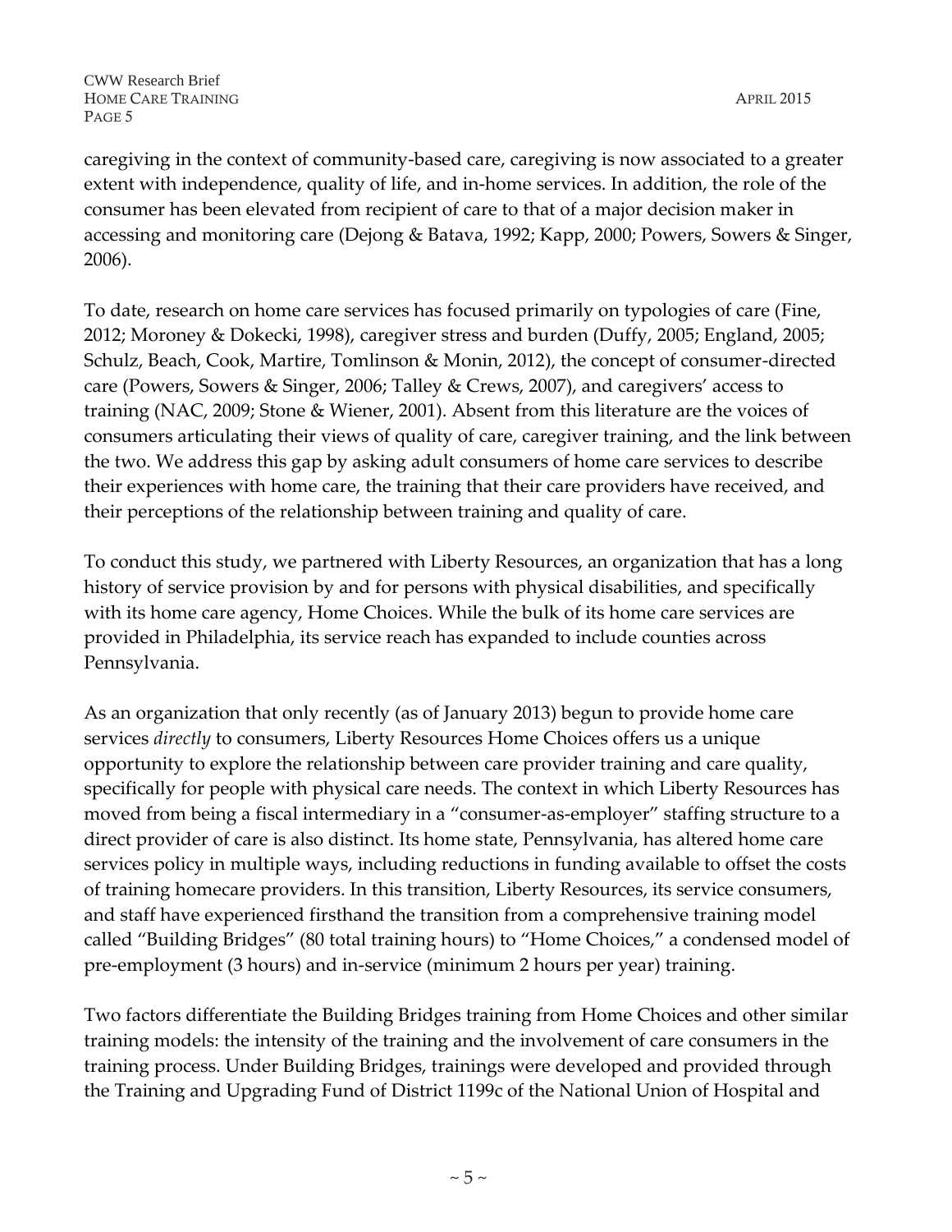caregiving in the context of community-based care, caregiving is now associated to a greater extent with independence, quality of life, and in-home services. In addition, the role of the consumer has been elevated from recipient of care to that of a major decision maker in accessing and monitoring care (Dejong & Batava, 1992; Kapp, 2000; Powers, Sowers & Singer, 2006).

To date, research on home care services has focused primarily on typologies of care (Fine, 2012; Moroney & Dokecki, 1998), caregiver stress and burden (Duffy, 2005; England, 2005; Schulz, Beach, Cook, Martire, Tomlinson & Monin, 2012), the concept of consumer-directed care (Powers, Sowers & Singer, 2006; Talley & Crews, 2007), and caregivers' access to training (NAC, 2009; Stone & Wiener, 2001). Absent from this literature are the voices of consumers articulating their views of quality of care, caregiver training, and the link between the two. We address this gap by asking adult consumers of home care services to describe their experiences with home care, the training that their care providers have received, and their perceptions of the relationship between training and quality of care.

To conduct this study, we partnered with Liberty Resources, an organization that has a long history of service provision by and for persons with physical disabilities, and specifically with its home care agency, Home Choices. While the bulk of its home care services are provided in Philadelphia, its service reach has expanded to include counties across Pennsylvania.

As an organization that only recently (as of January 2013) begun to provide home care services *directly* to consumers, Liberty Resources Home Choices offers us a unique opportunity to explore the relationship between care provider training and care quality, specifically for people with physical care needs. The context in which Liberty Resources has moved from being a fiscal intermediary in a "consumer-as-employer" staffing structure to a direct provider of care is also distinct. Its home state, Pennsylvania, has altered home care services policy in multiple ways, including reductions in funding available to offset the costs of training homecare providers. In this transition, Liberty Resources, its service consumers, and staff have experienced firsthand the transition from a comprehensive training model called "Building Bridges" (80 total training hours) to "Home Choices," a condensed model of pre-employment (3 hours) and in-service (minimum 2 hours per year) training.

Two factors differentiate the Building Bridges training from Home Choices and other similar training models: the intensity of the training and the involvement of care consumers in the training process. Under Building Bridges, trainings were developed and provided through the Training and Upgrading Fund of District 1199c of the National Union of Hospital and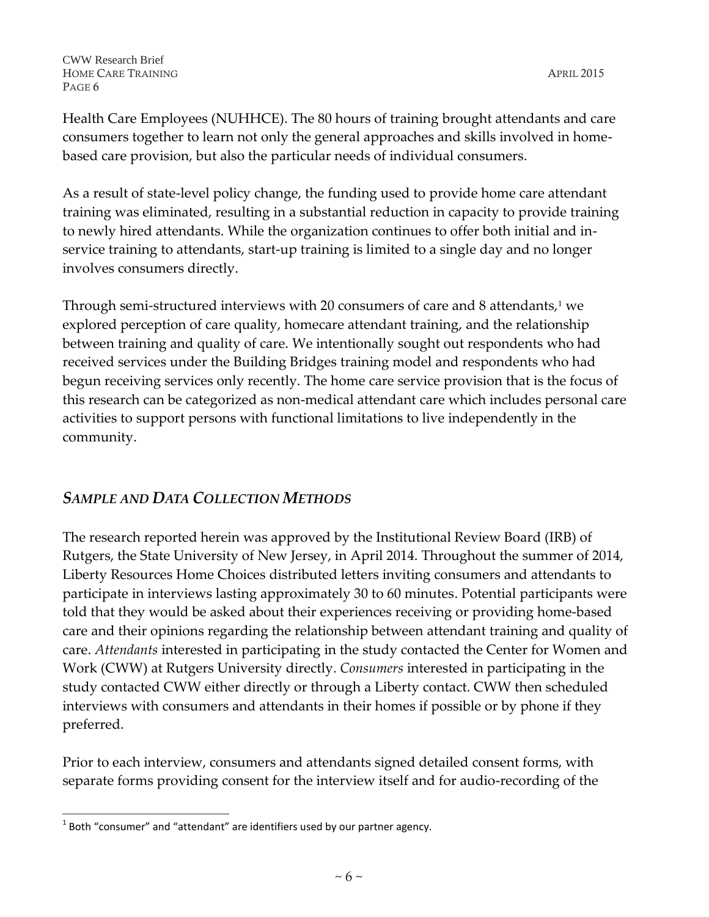Health Care Employees (NUHHCE). The 80 hours of training brought attendants and care consumers together to learn not only the general approaches and skills involved in home-based care provision, but also the particular needs of individual consumers.

As a result of state-level policy change, the funding used to provide home care attendant training was eliminated, resulting in a substantial reduction in capacity to provide training to newly hired attendants. While the organization continues to offer both initial and in-service training to attendants, start-up training is limited to a single day and no longer involves consumers directly.

Through semi-structured interviews with 20 consumers of care and 8 attendants,[1] we explored perception of care quality, homecare attendant training, and the relationship between training and quality of care. We intentionally sought out respondents who had received services under the Building Bridges training model and respondents who had begun receiving services only recently. The home care service provision that is the focus of this research can be categorized as non-medical attendant care which includes personal care activities to support persons with functional limitations to live independently in the community.

## *Sample and Data Collection Methods*

The research reported herein was approved by the Institutional Review Board (IRB) of Rutgers, the State University of New Jersey, in April 2014. Throughout the summer of 2014, Liberty Resources Home Choices distributed letters inviting consumers and attendants to participate in interviews lasting approximately 30 to 60 minutes. Potential participants were told that they would be asked about their experiences receiving or providing home-based care and their opinions regarding the relationship between attendant training and quality of care. *Attendants* interested in participating in the study contacted the Center for Women and Work (CWW) at Rutgers University directly. *Consumers* interested in participating in the study contacted CWW either directly or through a Liberty contact. CWW then scheduled interviews with consumers and attendants in their homes if possible or by phone if they preferred.

Prior to each interview, consumers and attendants signed detailed consent forms, with separate forms providing consent for the interview itself and for audio-recording of the

[1] Both "consumer" and "attendant" are identifiers used by our partner agency.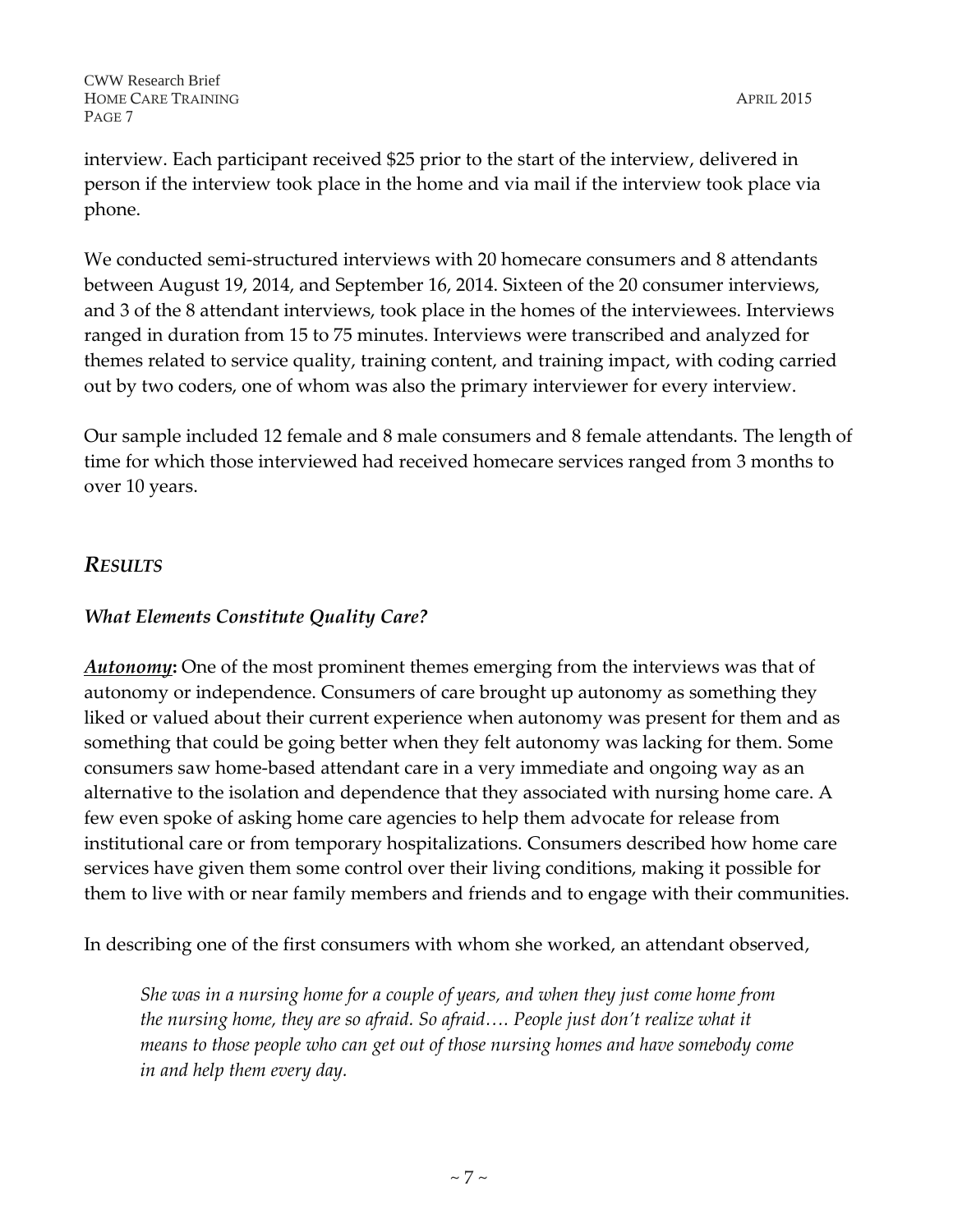interview. Each participant received $25 prior to the start of the interview, delivered in person if the interview took place in the home and via mail if the interview took place via phone.

We conducted semi-structured interviews with 20 homecare consumers and 8 attendants between August 19, 2014, and September 16, 2014. Sixteen of the 20 consumer interviews, and 3 of the 8 attendant interviews, took place in the homes of the interviewees. Interviews ranged in duration from 15 to 75 minutes. Interviews were transcribed and analyzed for themes related to service quality, training content, and training impact, with coding carried out by two coders, one of whom was also the primary interviewer for every interview.

Our sample included 12 female and 8 male consumers and 8 female attendants. The length of time for which those interviewed had received homecare services ranged from 3 months to over 10 years.

## *RESULTS*

### *What Elements Constitute Quality Care?*

***Autonomy*:** One of the most prominent themes emerging from the interviews was that of autonomy or independence. Consumers of care brought up autonomy as something they liked or valued about their current experience when autonomy was present for them and as something that could be going better when they felt autonomy was lacking for them. Some consumers saw home-based attendant care in a very immediate and ongoing way as an alternative to the isolation and dependence that they associated with nursing home care. A few even spoke of asking home care agencies to help them advocate for release from institutional care or from temporary hospitalizations. Consumers described how home care services have given them some control over their living conditions, making it possible for them to live with or near family members and friends and to engage with their communities.

In describing one of the first consumers with whom she worked, an attendant observed,

> *She was in a nursing home for a couple of years, and when they just come home from the nursing home, they are so afraid. So afraid…. People just don't realize what it means to those people who can get out of those nursing homes and have somebody come in and help them every day.*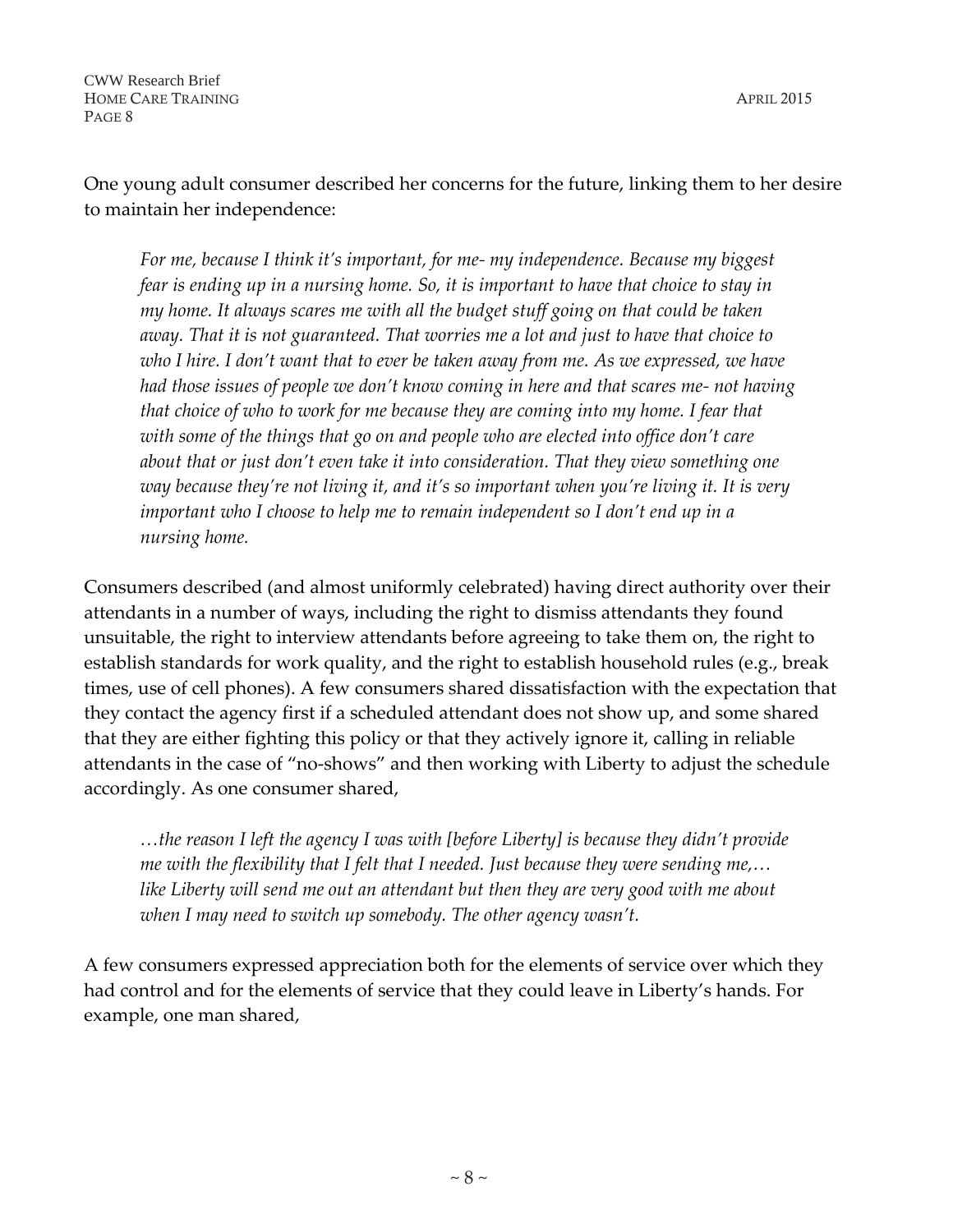One young adult consumer described her concerns for the future, linking them to her desire to maintain her independence:

> *For me, because I think it's important, for me- my independence. Because my biggest fear is ending up in a nursing home. So, it is important to have that choice to stay in my home. It always scares me with all the budget stuff going on that could be taken away. That it is not guaranteed. That worries me a lot and just to have that choice to who I hire. I don't want that to ever be taken away from me. As we expressed, we have had those issues of people we don't know coming in here and that scares me- not having that choice of who to work for me because they are coming into my home. I fear that with some of the things that go on and people who are elected into office don't care about that or just don't even take it into consideration. That they view something one way because they're not living it, and it's so important when you're living it. It is very important who I choose to help me to remain independent so I don't end up in a nursing home.*

Consumers described (and almost uniformly celebrated) having direct authority over their attendants in a number of ways, including the right to dismiss attendants they found unsuitable, the right to interview attendants before agreeing to take them on, the right to establish standards for work quality, and the right to establish household rules (e.g., break times, use of cell phones). A few consumers shared dissatisfaction with the expectation that they contact the agency first if a scheduled attendant does not show up, and some shared that they are either fighting this policy or that they actively ignore it, calling in reliable attendants in the case of "no-shows" and then working with Liberty to adjust the schedule accordingly. As one consumer shared,

> *…the reason I left the agency I was with [before Liberty] is because they didn't provide me with the flexibility that I felt that I needed. Just because they were sending me,… like Liberty will send me out an attendant but then they are very good with me about when I may need to switch up somebody. The other agency wasn't.*

A few consumers expressed appreciation both for the elements of service over which they had control and for the elements of service that they could leave in Liberty's hands. For example, one man shared,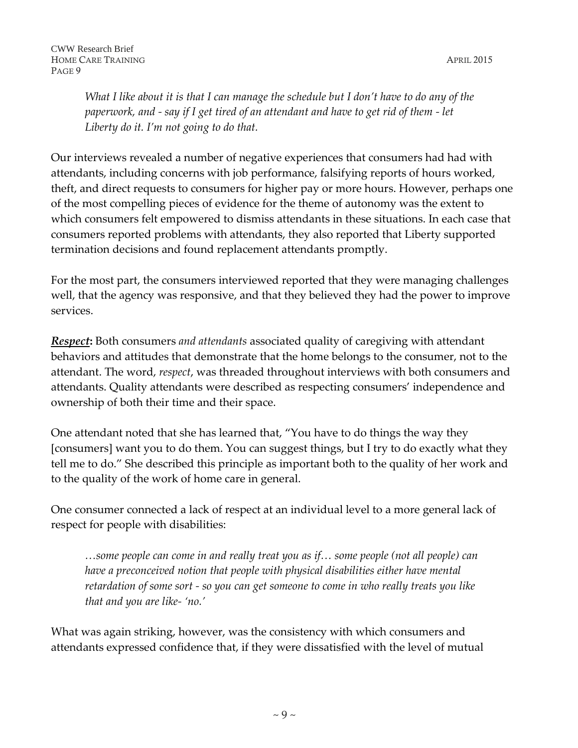> *What I like about it is that I can manage the schedule but I don't have to do any of the paperwork, and - say if I get tired of an attendant and have to get rid of them - let Liberty do it. I'm not going to do that.*

Our interviews revealed a number of negative experiences that consumers had had with attendants, including concerns with job performance, falsifying reports of hours worked, theft, and direct requests to consumers for higher pay or more hours. However, perhaps one of the most compelling pieces of evidence for the theme of autonomy was the extent to which consumers felt empowered to dismiss attendants in these situations. In each case that consumers reported problems with attendants, they also reported that Liberty supported termination decisions and found replacement attendants promptly.

For the most part, the consumers interviewed reported that they were managing challenges well, that the agency was responsive, and that they believed they had the power to improve services.

***<u>Respect</u>*:** Both consumers *and attendants* associated quality of caregiving with attendant behaviors and attitudes that demonstrate that the home belongs to the consumer, not to the attendant. The word, *respect*, was threaded throughout interviews with both consumers and attendants. Quality attendants were described as respecting consumers' independence and ownership of both their time and their space.

One attendant noted that she has learned that, "You have to do things the way they [consumers] want you to do them. You can suggest things, but I try to do exactly what they tell me to do." She described this principle as important both to the quality of her work and to the quality of the work of home care in general.

One consumer connected a lack of respect at an individual level to a more general lack of respect for people with disabilities:

> *…some people can come in and really treat you as if… some people (not all people) can have a preconceived notion that people with physical disabilities either have mental retardation of some sort - so you can get someone to come in who really treats you like that and you are like- 'no.'*

What was again striking, however, was the consistency with which consumers and attendants expressed confidence that, if they were dissatisfied with the level of mutual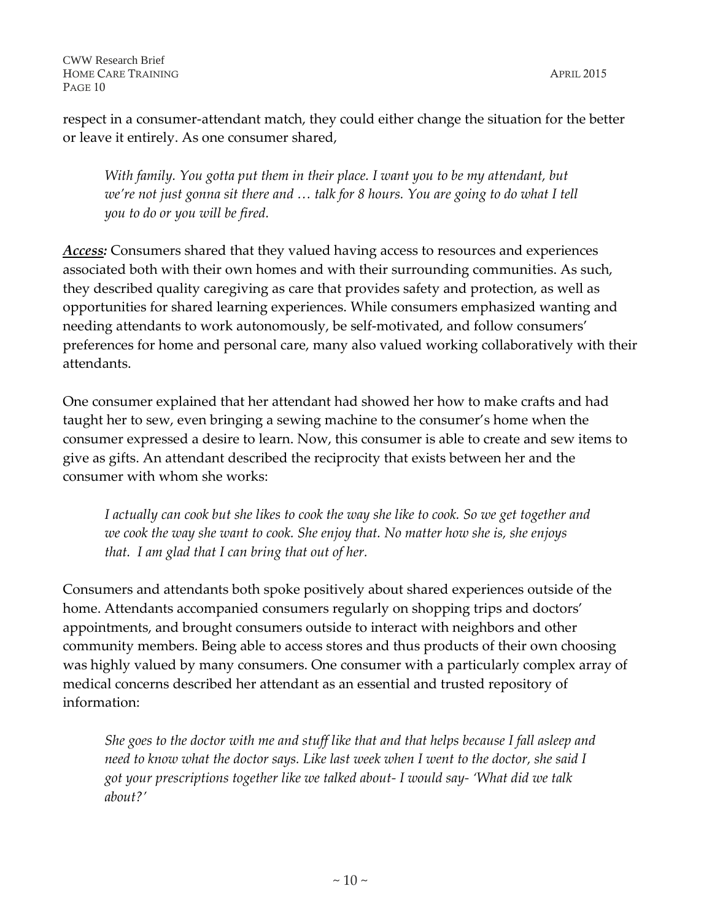respect in a consumer-attendant match, they could either change the situation for the better or leave it entirely. As one consumer shared,

> *With family. You gotta put them in their place. I want you to be my attendant, but we're not just gonna sit there and … talk for 8 hours. You are going to do what I tell you to do or you will be fired.*

***Access:*** Consumers shared that they valued having access to resources and experiences associated both with their own homes and with their surrounding communities. As such, they described quality caregiving as care that provides safety and protection, as well as opportunities for shared learning experiences. While consumers emphasized wanting and needing attendants to work autonomously, be self-motivated, and follow consumers' preferences for home and personal care, many also valued working collaboratively with their attendants.

One consumer explained that her attendant had showed her how to make crafts and had taught her to sew, even bringing a sewing machine to the consumer's home when the consumer expressed a desire to learn. Now, this consumer is able to create and sew items to give as gifts. An attendant described the reciprocity that exists between her and the consumer with whom she works:

> *I actually can cook but she likes to cook the way she like to cook. So we get together and we cook the way she want to cook. She enjoy that. No matter how she is, she enjoys that. I am glad that I can bring that out of her.*

Consumers and attendants both spoke positively about shared experiences outside of the home. Attendants accompanied consumers regularly on shopping trips and doctors' appointments, and brought consumers outside to interact with neighbors and other community members. Being able to access stores and thus products of their own choosing was highly valued by many consumers. One consumer with a particularly complex array of medical concerns described her attendant as an essential and trusted repository of information:

> *She goes to the doctor with me and stuff like that and that helps because I fall asleep and need to know what the doctor says. Like last week when I went to the doctor, she said I got your prescriptions together like we talked about- I would say- 'What did we talk about?'*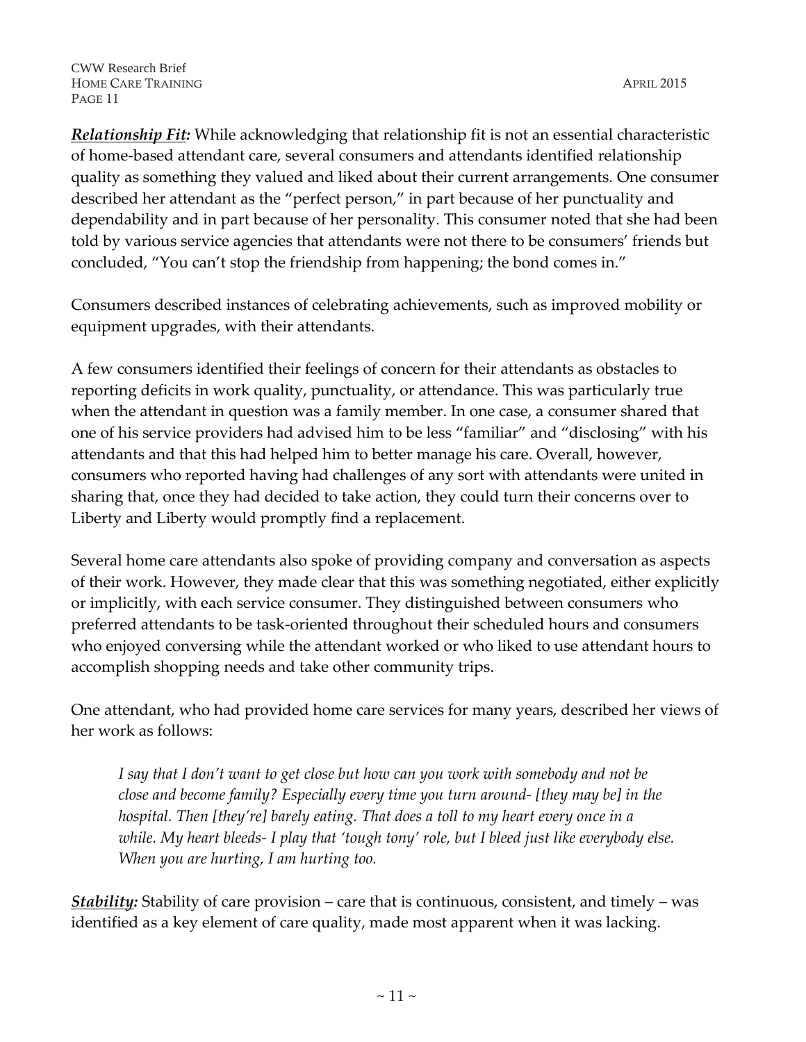***Relationship Fit:*** While acknowledging that relationship fit is not an essential characteristic of home-based attendant care, several consumers and attendants identified relationship quality as something they valued and liked about their current arrangements. One consumer described her attendant as the "perfect person," in part because of her punctuality and dependability and in part because of her personality. This consumer noted that she had been told by various service agencies that attendants were not there to be consumers' friends but concluded, "You can't stop the friendship from happening; the bond comes in."

Consumers described instances of celebrating achievements, such as improved mobility or equipment upgrades, with their attendants.

A few consumers identified their feelings of concern for their attendants as obstacles to reporting deficits in work quality, punctuality, or attendance. This was particularly true when the attendant in question was a family member. In one case, a consumer shared that one of his service providers had advised him to be less "familiar" and "disclosing" with his attendants and that this had helped him to better manage his care. Overall, however, consumers who reported having had challenges of any sort with attendants were united in sharing that, once they had decided to take action, they could turn their concerns over to Liberty and Liberty would promptly find a replacement.

Several home care attendants also spoke of providing company and conversation as aspects of their work. However, they made clear that this was something negotiated, either explicitly or implicitly, with each service consumer. They distinguished between consumers who preferred attendants to be task-oriented throughout their scheduled hours and consumers who enjoyed conversing while the attendant worked or who liked to use attendant hours to accomplish shopping needs and take other community trips.

One attendant, who had provided home care services for many years, described her views of her work as follows:

> *I say that I don't want to get close but how can you work with somebody and not be close and become family? Especially every time you turn around- [they may be] in the hospital. Then [they're] barely eating. That does a toll to my heart every once in a while. My heart bleeds- I play that 'tough tony' role, but I bleed just like everybody else. When you are hurting, I am hurting too.*

***Stability:*** Stability of care provision – care that is continuous, consistent, and timely – was identified as a key element of care quality, made most apparent when it was lacking.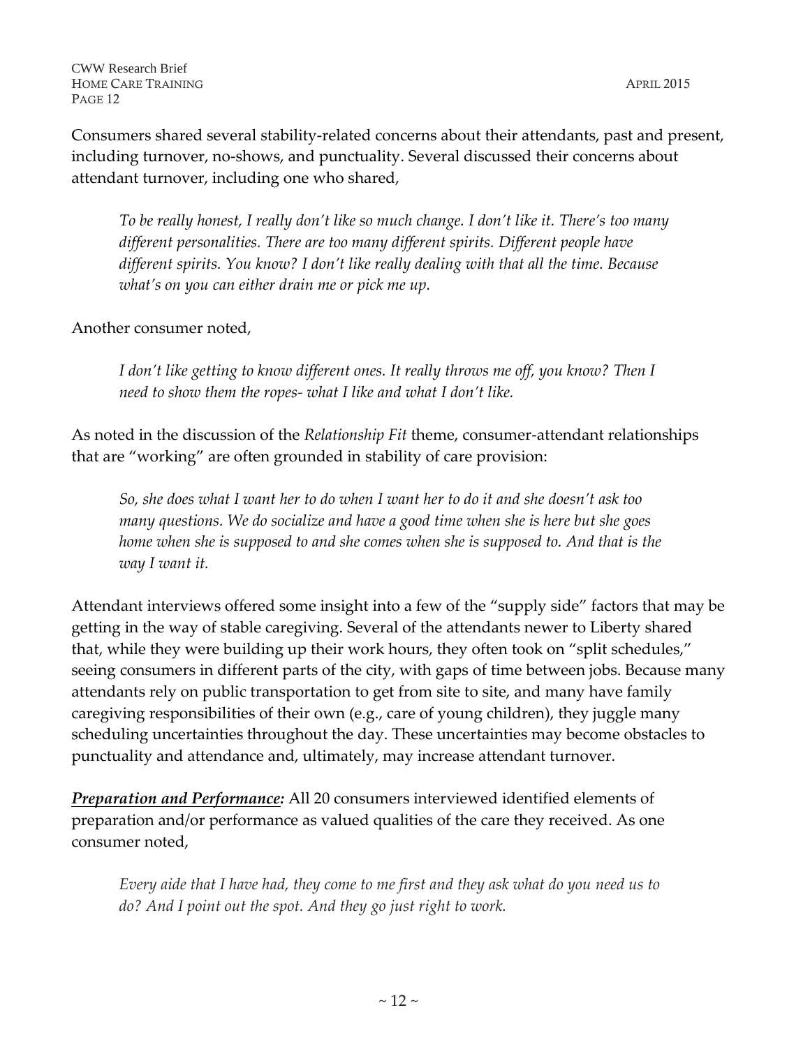Consumers shared several stability-related concerns about their attendants, past and present, including turnover, no-shows, and punctuality. Several discussed their concerns about attendant turnover, including one who shared,

> *To be really honest, I really don't like so much change. I don't like it. There's too many different personalities. There are too many different spirits. Different people have different spirits. You know? I don't like really dealing with that all the time. Because what's on you can either drain me or pick me up.*

Another consumer noted,

> *I don't like getting to know different ones. It really throws me off, you know? Then I need to show them the ropes- what I like and what I don't like.*

As noted in the discussion of the *Relationship Fit* theme, consumer-attendant relationships that are "working" are often grounded in stability of care provision:

> *So, she does what I want her to do when I want her to do it and she doesn't ask too many questions. We do socialize and have a good time when she is here but she goes home when she is supposed to and she comes when she is supposed to. And that is the way I want it.*

Attendant interviews offered some insight into a few of the "supply side" factors that may be getting in the way of stable caregiving. Several of the attendants newer to Liberty shared that, while they were building up their work hours, they often took on "split schedules," seeing consumers in different parts of the city, with gaps of time between jobs. Because many attendants rely on public transportation to get from site to site, and many have family caregiving responsibilities of their own (e.g., care of young children), they juggle many scheduling uncertainties throughout the day. These uncertainties may become obstacles to punctuality and attendance and, ultimately, may increase attendant turnover.

***Preparation and Performance:*** All 20 consumers interviewed identified elements of preparation and/or performance as valued qualities of the care they received. As one consumer noted,

> *Every aide that I have had, they come to me first and they ask what do you need us to do? And I point out the spot. And they go just right to work.*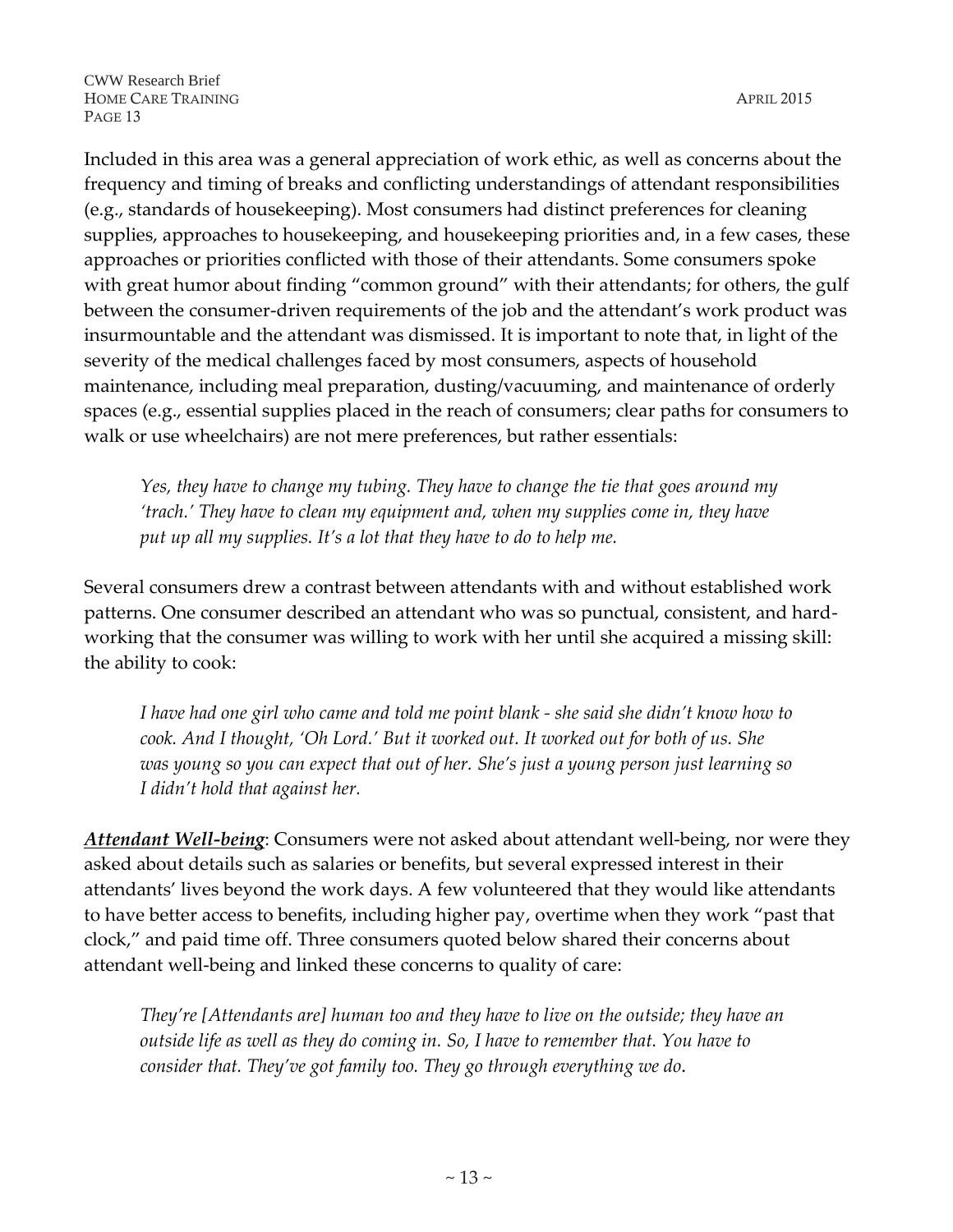Included in this area was a general appreciation of work ethic, as well as concerns about the frequency and timing of breaks and conflicting understandings of attendant responsibilities (e.g., standards of housekeeping). Most consumers had distinct preferences for cleaning supplies, approaches to housekeeping, and housekeeping priorities and, in a few cases, these approaches or priorities conflicted with those of their attendants. Some consumers spoke with great humor about finding "common ground" with their attendants; for others, the gulf between the consumer-driven requirements of the job and the attendant's work product was insurmountable and the attendant was dismissed. It is important to note that, in light of the severity of the medical challenges faced by most consumers, aspects of household maintenance, including meal preparation, dusting/vacuuming, and maintenance of orderly spaces (e.g., essential supplies placed in the reach of consumers; clear paths for consumers to walk or use wheelchairs) are not mere preferences, but rather essentials:

> *Yes, they have to change my tubing. They have to change the tie that goes around my 'trach.' They have to clean my equipment and, when my supplies come in, they have put up all my supplies. It's a lot that they have to do to help me.*

Several consumers drew a contrast between attendants with and without established work patterns. One consumer described an attendant who was so punctual, consistent, and hard-working that the consumer was willing to work with her until she acquired a missing skill: the ability to cook:

> *I have had one girl who came and told me point blank - she said she didn't know how to cook. And I thought, 'Oh Lord.' But it worked out. It worked out for both of us. She was young so you can expect that out of her. She's just a young person just learning so I didn't hold that against her.*

***Attendant Well-being***: Consumers were not asked about attendant well-being, nor were they asked about details such as salaries or benefits, but several expressed interest in their attendants' lives beyond the work days. A few volunteered that they would like attendants to have better access to benefits, including higher pay, overtime when they work "past that clock," and paid time off. Three consumers quoted below shared their concerns about attendant well-being and linked these concerns to quality of care:

> *They're [Attendants are] human too and they have to live on the outside; they have an outside life as well as they do coming in. So, I have to remember that. You have to consider that. They've got family too. They go through everything we do.*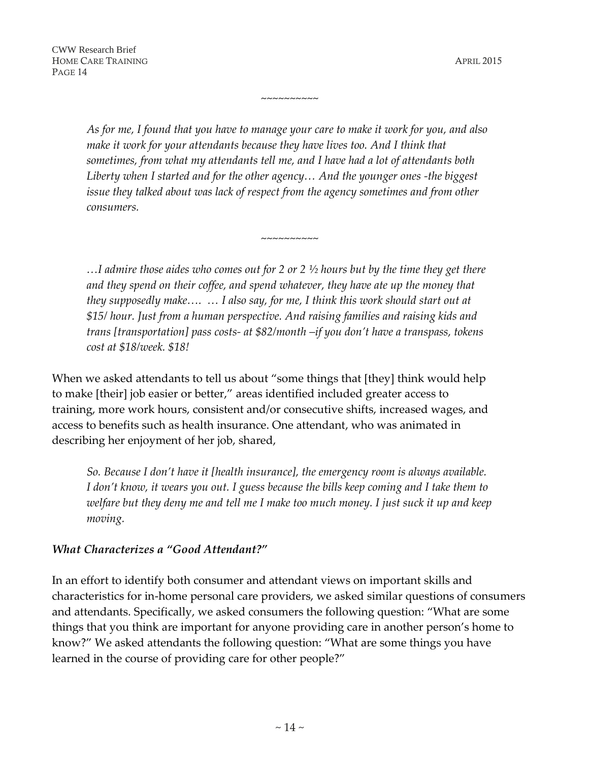~~~~~~~~~~

*As for me, I found that you have to manage your care to make it work for you, and also make it work for your attendants because they have lives too. And I think that sometimes, from what my attendants tell me, and I have had a lot of attendants both Liberty when I started and for the other agency… And the younger ones -the biggest issue they talked about was lack of respect from the agency sometimes and from other consumers.*

~~~~~~~~~~

*…I admire those aides who comes out for 2 or 2 ½ hours but by the time they get there and they spend on their coffee, and spend whatever, they have ate up the money that they supposedly make…. … I also say, for me, I think this work should start out at $15/ hour. Just from a human perspective. And raising families and raising kids and trans [transportation] pass costs- at $82/month –if you don't have a transpass, tokens cost at $18/week. $18!*

When we asked attendants to tell us about "some things that [they] think would help to make [their] job easier or better," areas identified included greater access to training, more work hours, consistent and/or consecutive shifts, increased wages, and access to benefits such as health insurance. One attendant, who was animated in describing her enjoyment of her job, shared,

*So. Because I don't have it [health insurance], the emergency room is always available. I don't know, it wears you out. I guess because the bills keep coming and I take them to welfare but they deny me and tell me I make too much money. I just suck it up and keep moving.*

### *What Characterizes a "Good Attendant?"*

In an effort to identify both consumer and attendant views on important skills and characteristics for in-home personal care providers, we asked similar questions of consumers and attendants. Specifically, we asked consumers the following question: "What are some things that you think are important for anyone providing care in another person's home to know?" We asked attendants the following question: "What are some things you have learned in the course of providing care for other people?"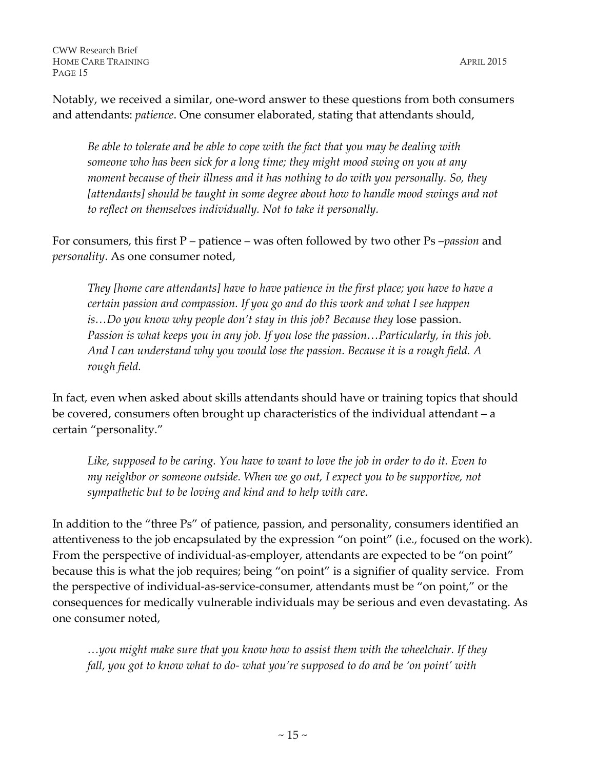Notably, we received a similar, one-word answer to these questions from both consumers and attendants: *patience*. One consumer elaborated, stating that attendants should,

> *Be able to tolerate and be able to cope with the fact that you may be dealing with someone who has been sick for a long time; they might mood swing on you at any moment because of their illness and it has nothing to do with you personally. So, they [attendants] should be taught in some degree about how to handle mood swings and not to reflect on themselves individually. Not to take it personally.*

For consumers, this first P – patience – was often followed by two other Ps –*passion* and *personality*. As one consumer noted,

> *They [home care attendants] have to have patience in the first place; you have to have a certain passion and compassion. If you go and do this work and what I see happen is…Do you know why people don't stay in this job? Because they* lose passion. *Passion is what keeps you in any job. If you lose the passion…Particularly, in this job. And I can understand why you would lose the passion. Because it is a rough field. A rough field.*

In fact, even when asked about skills attendants should have or training topics that should be covered, consumers often brought up characteristics of the individual attendant – a certain "personality."

> *Like, supposed to be caring. You have to want to love the job in order to do it. Even to my neighbor or someone outside. When we go out, I expect you to be supportive, not sympathetic but to be loving and kind and to help with care.*

In addition to the "three Ps" of patience, passion, and personality, consumers identified an attentiveness to the job encapsulated by the expression "on point" (i.e., focused on the work). From the perspective of individual-as-employer, attendants are expected to be "on point" because this is what the job requires; being "on point" is a signifier of quality service. From the perspective of individual-as-service-consumer, attendants must be "on point," or the consequences for medically vulnerable individuals may be serious and even devastating. As one consumer noted,

> *…you might make sure that you know how to assist them with the wheelchair. If they fall, you got to know what to do- what you're supposed to do and be 'on point' with*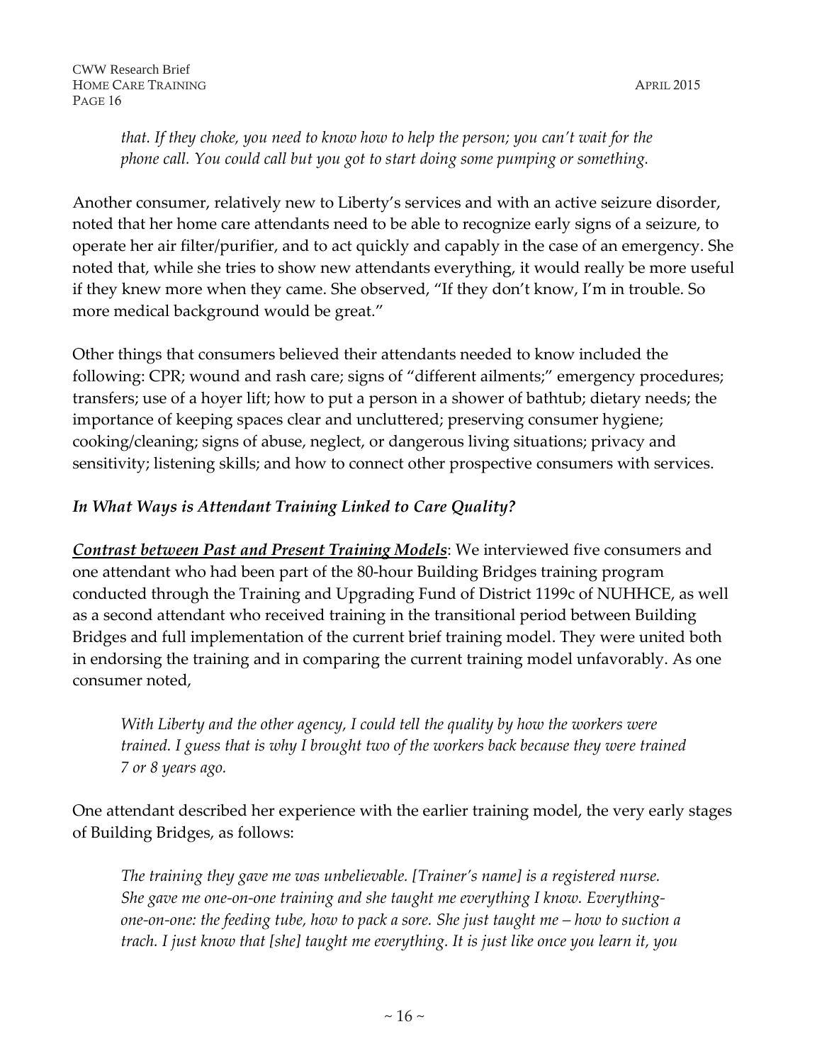> *that. If they choke, you need to know how to help the person; you can't wait for the phone call. You could call but you got to start doing some pumping or something.*

Another consumer, relatively new to Liberty's services and with an active seizure disorder, noted that her home care attendants need to be able to recognize early signs of a seizure, to operate her air filter/purifier, and to act quickly and capably in the case of an emergency. She noted that, while she tries to show new attendants everything, it would really be more useful if they knew more when they came. She observed, "If they don't know, I'm in trouble. So more medical background would be great."

Other things that consumers believed their attendants needed to know included the following: CPR; wound and rash care; signs of "different ailments;" emergency procedures; transfers; use of a hoyer lift; how to put a person in a shower of bathtub; dietary needs; the importance of keeping spaces clear and uncluttered; preserving consumer hygiene; cooking/cleaning; signs of abuse, neglect, or dangerous living situations; privacy and sensitivity; listening skills; and how to connect other prospective consumers with services.

### *In What Ways is Attendant Training Linked to Care Quality?*

***Contrast between Past and Present Training Models***: We interviewed five consumers and one attendant who had been part of the 80-hour Building Bridges training program conducted through the Training and Upgrading Fund of District 1199c of NUHHCE, as well as a second attendant who received training in the transitional period between Building Bridges and full implementation of the current brief training model. They were united both in endorsing the training and in comparing the current training model unfavorably. As one consumer noted,

> *With Liberty and the other agency, I could tell the quality by how the workers were trained. I guess that is why I brought two of the workers back because they were trained 7 or 8 years ago.*

One attendant described her experience with the earlier training model, the very early stages of Building Bridges, as follows:

> *The training they gave me was unbelievable. [Trainer's name] is a registered nurse. She gave me one-on-one training and she taught me everything I know. Everything-one-on-one: the feeding tube, how to pack a sore. She just taught me – how to suction a trach. I just know that [she] taught me everything. It is just like once you learn it, you*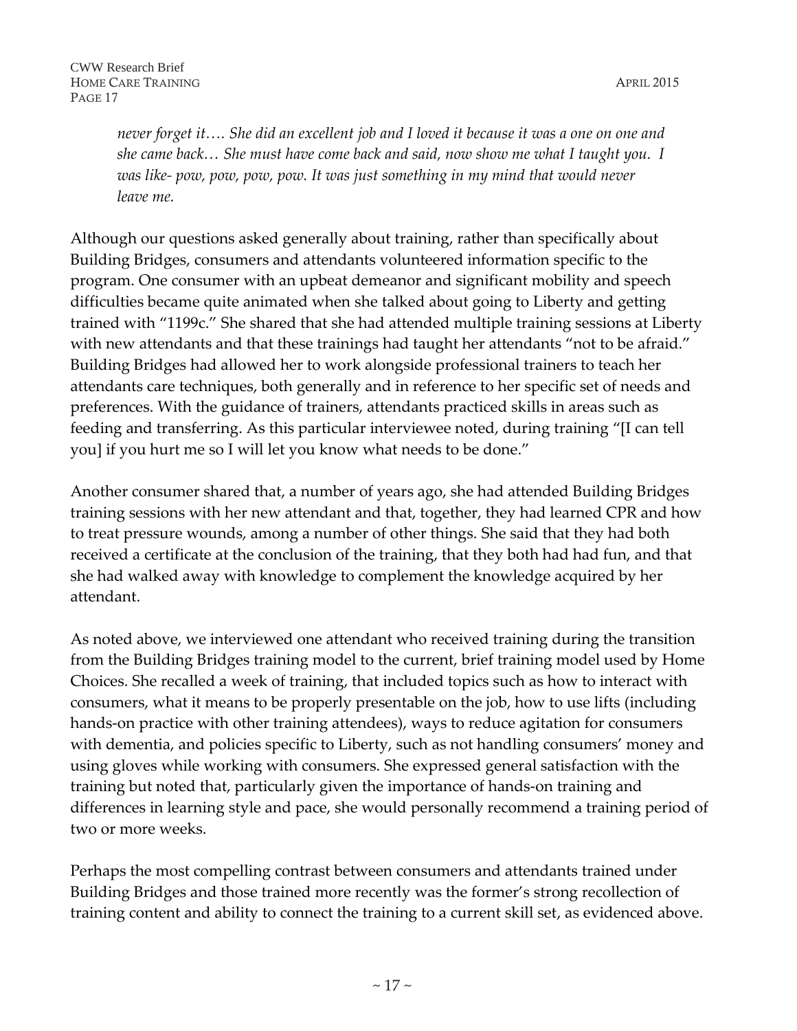*never forget it…. She did an excellent job and I loved it because it was a one on one and she came back… She must have come back and said, now show me what I taught you. I was like- pow, pow, pow, pow. It was just something in my mind that would never leave me.*

Although our questions asked generally about training, rather than specifically about Building Bridges, consumers and attendants volunteered information specific to the program. One consumer with an upbeat demeanor and significant mobility and speech difficulties became quite animated when she talked about going to Liberty and getting trained with "1199c." She shared that she had attended multiple training sessions at Liberty with new attendants and that these trainings had taught her attendants "not to be afraid." Building Bridges had allowed her to work alongside professional trainers to teach her attendants care techniques, both generally and in reference to her specific set of needs and preferences. With the guidance of trainers, attendants practiced skills in areas such as feeding and transferring. As this particular interviewee noted, during training "[I can tell you] if you hurt me so I will let you know what needs to be done."

Another consumer shared that, a number of years ago, she had attended Building Bridges training sessions with her new attendant and that, together, they had learned CPR and how to treat pressure wounds, among a number of other things. She said that they had both received a certificate at the conclusion of the training, that they both had had fun, and that she had walked away with knowledge to complement the knowledge acquired by her attendant.

As noted above, we interviewed one attendant who received training during the transition from the Building Bridges training model to the current, brief training model used by Home Choices. She recalled a week of training, that included topics such as how to interact with consumers, what it means to be properly presentable on the job, how to use lifts (including hands-on practice with other training attendees), ways to reduce agitation for consumers with dementia, and policies specific to Liberty, such as not handling consumers' money and using gloves while working with consumers. She expressed general satisfaction with the training but noted that, particularly given the importance of hands-on training and differences in learning style and pace, she would personally recommend a training period of two or more weeks.

Perhaps the most compelling contrast between consumers and attendants trained under Building Bridges and those trained more recently was the former's strong recollection of training content and ability to connect the training to a current skill set, as evidenced above.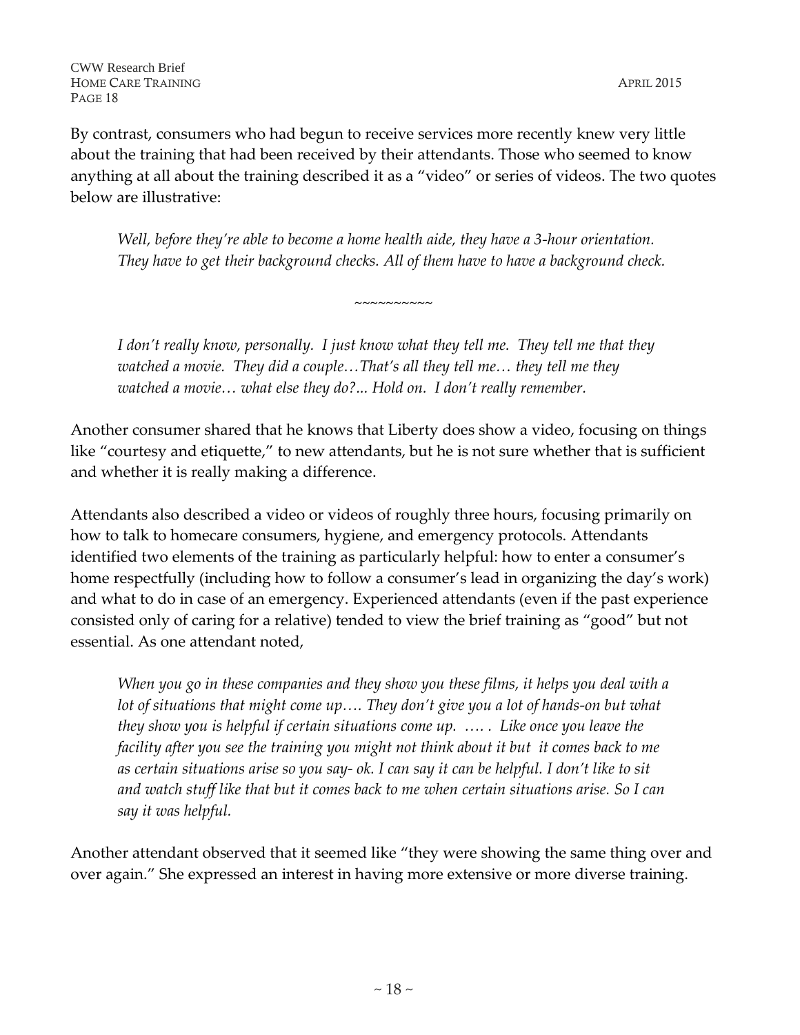By contrast, consumers who had begun to receive services more recently knew very little about the training that had been received by their attendants. Those who seemed to know anything at all about the training described it as a "video" or series of videos. The two quotes below are illustrative:

> *Well, before they're able to become a home health aide, they have a 3-hour orientation. They have to get their background checks. All of them have to have a background check.*

~~~~~~~~~~

> *I don't really know, personally. I just know what they tell me. They tell me that they watched a movie. They did a couple…That's all they tell me… they tell me they watched a movie… what else they do?... Hold on. I don't really remember.*

Another consumer shared that he knows that Liberty does show a video, focusing on things like "courtesy and etiquette," to new attendants, but he is not sure whether that is sufficient and whether it is really making a difference.

Attendants also described a video or videos of roughly three hours, focusing primarily on how to talk to homecare consumers, hygiene, and emergency protocols. Attendants identified two elements of the training as particularly helpful: how to enter a consumer's home respectfully (including how to follow a consumer's lead in organizing the day's work) and what to do in case of an emergency. Experienced attendants (even if the past experience consisted only of caring for a relative) tended to view the brief training as "good" but not essential. As one attendant noted,

> *When you go in these companies and they show you these films, it helps you deal with a lot of situations that might come up…. They don't give you a lot of hands-on but what they show you is helpful if certain situations come up. …. . Like once you leave the facility after you see the training you might not think about it but it comes back to me as certain situations arise so you say- ok. I can say it can be helpful. I don't like to sit and watch stuff like that but it comes back to me when certain situations arise. So I can say it was helpful.*

Another attendant observed that it seemed like "they were showing the same thing over and over again." She expressed an interest in having more extensive or more diverse training.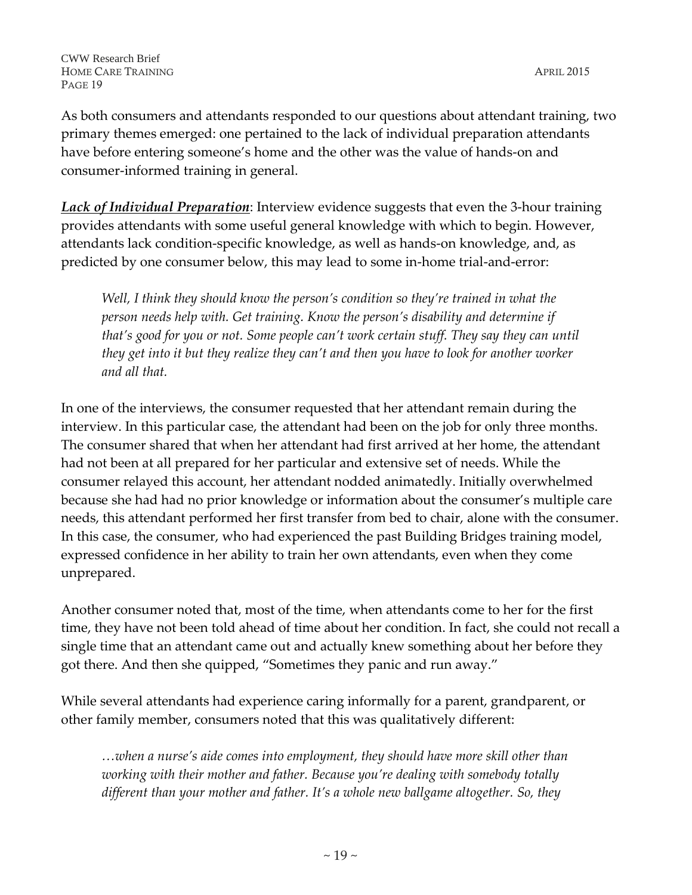As both consumers and attendants responded to our questions about attendant training, two primary themes emerged: one pertained to the lack of individual preparation attendants have before entering someone's home and the other was the value of hands-on and consumer-informed training in general.

***Lack of Individual Preparation***: Interview evidence suggests that even the 3-hour training provides attendants with some useful general knowledge with which to begin. However, attendants lack condition-specific knowledge, as well as hands-on knowledge, and, as predicted by one consumer below, this may lead to some in-home trial-and-error:

> *Well, I think they should know the person's condition so they're trained in what the person needs help with. Get training. Know the person's disability and determine if that's good for you or not. Some people can't work certain stuff. They say they can until they get into it but they realize they can't and then you have to look for another worker and all that.*

In one of the interviews, the consumer requested that her attendant remain during the interview. In this particular case, the attendant had been on the job for only three months. The consumer shared that when her attendant had first arrived at her home, the attendant had not been at all prepared for her particular and extensive set of needs. While the consumer relayed this account, her attendant nodded animatedly. Initially overwhelmed because she had had no prior knowledge or information about the consumer's multiple care needs, this attendant performed her first transfer from bed to chair, alone with the consumer. In this case, the consumer, who had experienced the past Building Bridges training model, expressed confidence in her ability to train her own attendants, even when they come unprepared.

Another consumer noted that, most of the time, when attendants come to her for the first time, they have not been told ahead of time about her condition. In fact, she could not recall a single time that an attendant came out and actually knew something about her before they got there. And then she quipped, "Sometimes they panic and run away."

While several attendants had experience caring informally for a parent, grandparent, or other family member, consumers noted that this was qualitatively different:

> *…when a nurse's aide comes into employment, they should have more skill other than working with their mother and father. Because you're dealing with somebody totally different than your mother and father. It's a whole new ballgame altogether. So, they*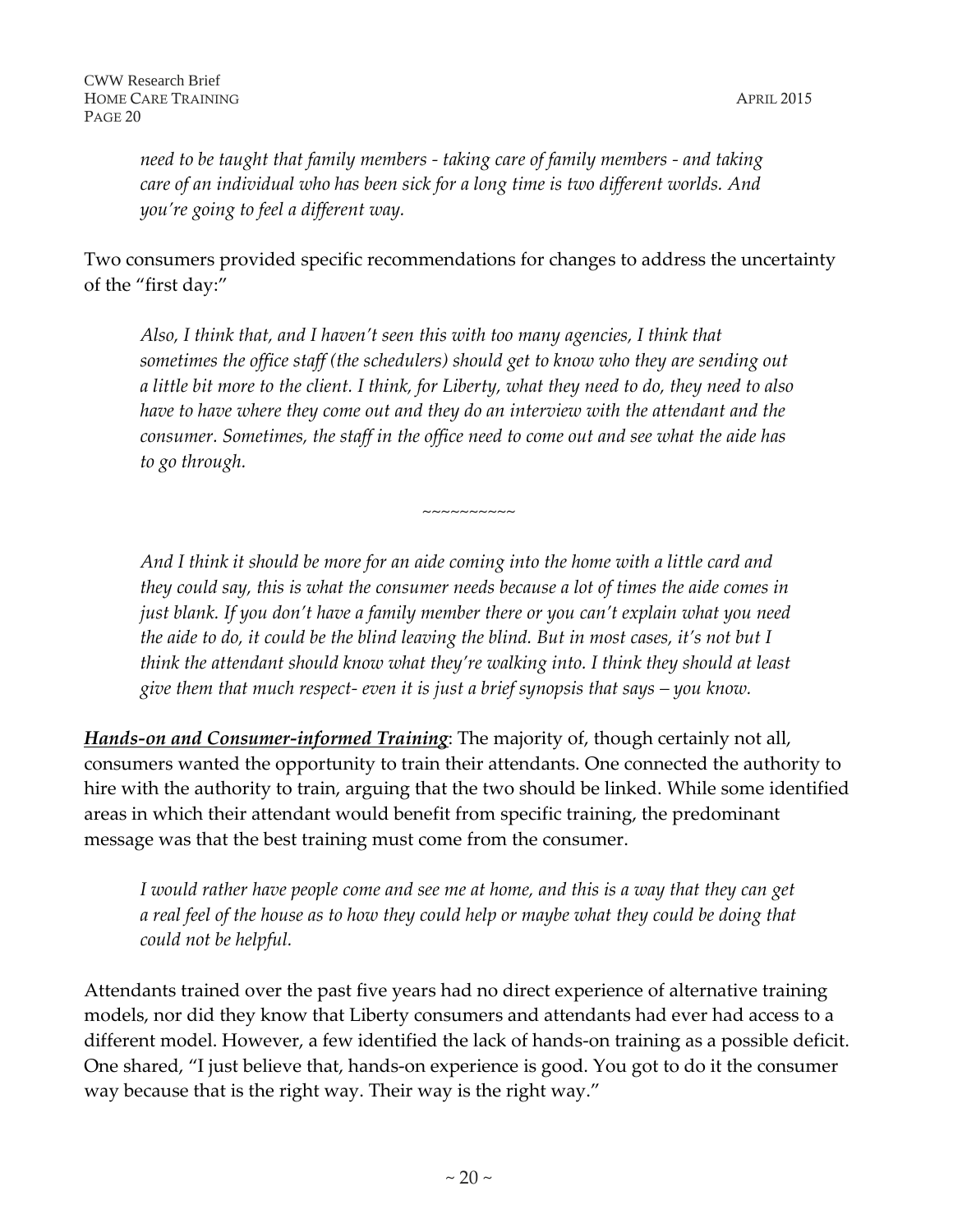*need to be taught that family members - taking care of family members - and taking care of an individual who has been sick for a long time is two different worlds. And you're going to feel a different way.*

Two consumers provided specific recommendations for changes to address the uncertainty of the "first day:"

> *Also, I think that, and I haven't seen this with too many agencies, I think that sometimes the office staff (the schedulers) should get to know who they are sending out a little bit more to the client. I think, for Liberty, what they need to do, they need to also have to have where they come out and they do an interview with the attendant and the consumer. Sometimes, the staff in the office need to come out and see what the aide has to go through.*

~~~~~~~~~~

> *And I think it should be more for an aide coming into the home with a little card and they could say, this is what the consumer needs because a lot of times the aide comes in just blank. If you don't have a family member there or you can't explain what you need the aide to do, it could be the blind leaving the blind. But in most cases, it's not but I think the attendant should know what they're walking into. I think they should at least give them that much respect- even it is just a brief synopsis that says – you know.*

***Hands-on and Consumer-informed Training***: The majority of, though certainly not all, consumers wanted the opportunity to train their attendants. One connected the authority to hire with the authority to train, arguing that the two should be linked. While some identified areas in which their attendant would benefit from specific training, the predominant message was that the best training must come from the consumer.

> *I would rather have people come and see me at home, and this is a way that they can get a real feel of the house as to how they could help or maybe what they could be doing that could not be helpful.*

Attendants trained over the past five years had no direct experience of alternative training models, nor did they know that Liberty consumers and attendants had ever had access to a different model. However, a few identified the lack of hands-on training as a possible deficit. One shared, "I just believe that, hands-on experience is good. You got to do it the consumer way because that is the right way. Their way is the right way."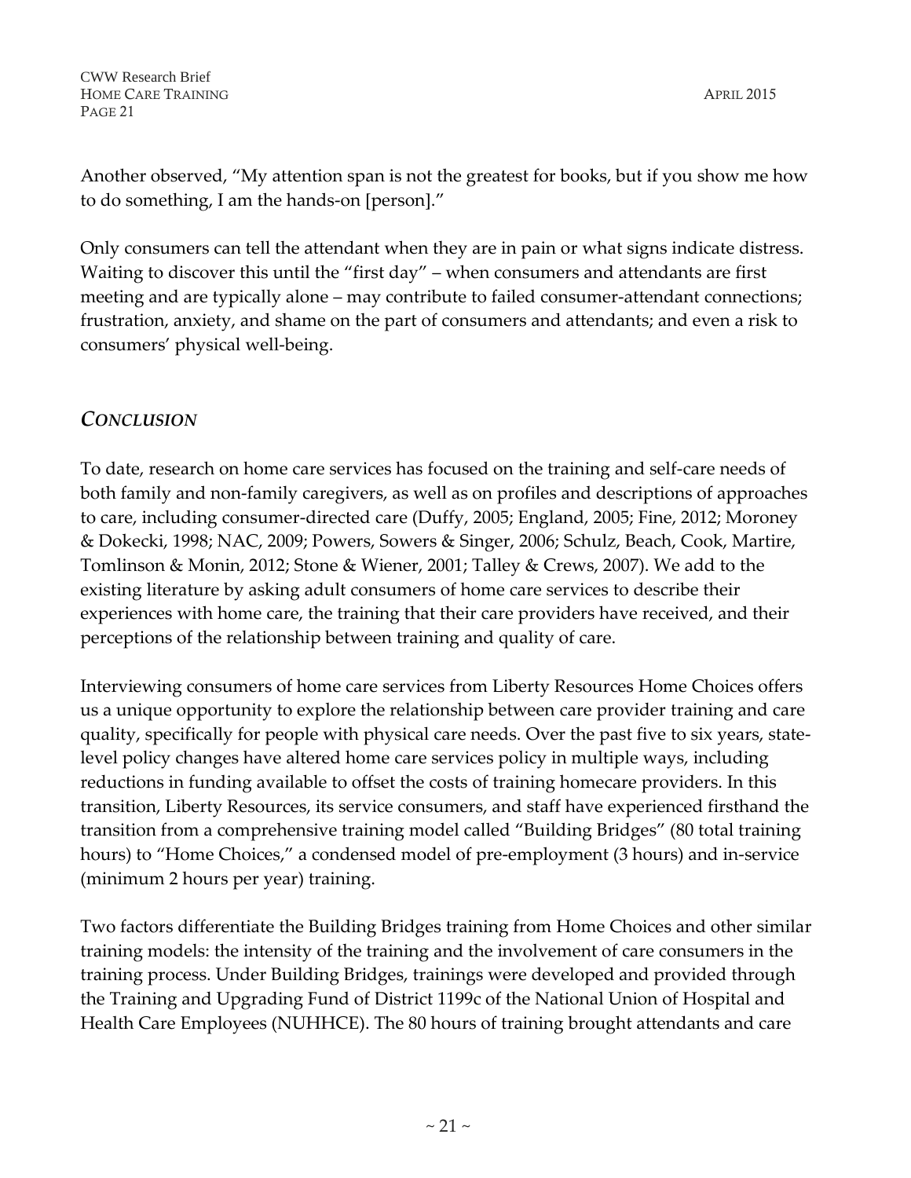Another observed, “My attention span is not the greatest for books, but if you show me how to do something, I am the hands-on [person].”

Only consumers can tell the attendant when they are in pain or what signs indicate distress. Waiting to discover this until the “first day” – when consumers and attendants are first meeting and are typically alone – may contribute to failed consumer-attendant connections; frustration, anxiety, and shame on the part of consumers and attendants; and even a risk to consumers’ physical well-being.

## *CONCLUSION*

To date, research on home care services has focused on the training and self-care needs of both family and non-family caregivers, as well as on profiles and descriptions of approaches to care, including consumer-directed care (Duffy, 2005; England, 2005; Fine, 2012; Moroney & Dokecki, 1998; NAC, 2009; Powers, Sowers & Singer, 2006; Schulz, Beach, Cook, Martire, Tomlinson & Monin, 2012; Stone & Wiener, 2001; Talley & Crews, 2007). We add to the existing literature by asking adult consumers of home care services to describe their experiences with home care, the training that their care providers have received, and their perceptions of the relationship between training and quality of care.

Interviewing consumers of home care services from Liberty Resources Home Choices offers us a unique opportunity to explore the relationship between care provider training and care quality, specifically for people with physical care needs. Over the past five to six years, state-level policy changes have altered home care services policy in multiple ways, including reductions in funding available to offset the costs of training homecare providers. In this transition, Liberty Resources, its service consumers, and staff have experienced firsthand the transition from a comprehensive training model called “Building Bridges” (80 total training hours) to “Home Choices,” a condensed model of pre-employment (3 hours) and in-service (minimum 2 hours per year) training.

Two factors differentiate the Building Bridges training from Home Choices and other similar training models: the intensity of the training and the involvement of care consumers in the training process. Under Building Bridges, trainings were developed and provided through the Training and Upgrading Fund of District 1199c of the National Union of Hospital and Health Care Employees (NUHHCE). The 80 hours of training brought attendants and care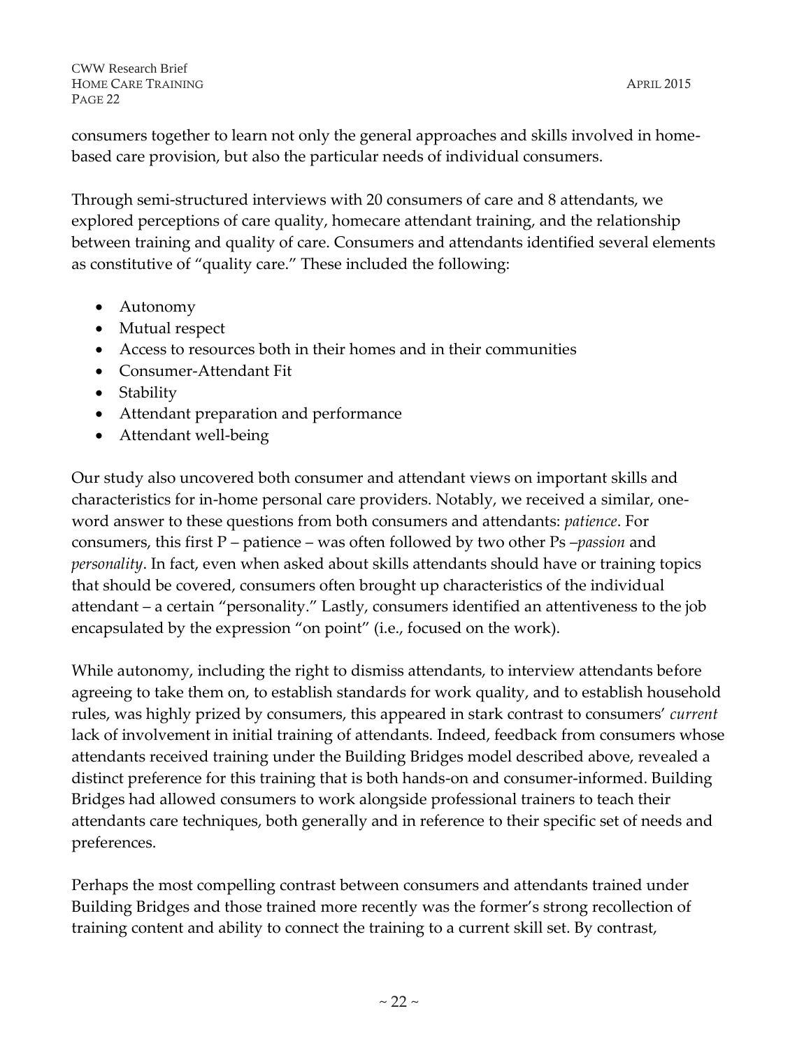consumers together to learn not only the general approaches and skills involved in home-based care provision, but also the particular needs of individual consumers.

Through semi-structured interviews with 20 consumers of care and 8 attendants, we explored perceptions of care quality, homecare attendant training, and the relationship between training and quality of care. Consumers and attendants identified several elements as constitutive of "quality care." These included the following:

- Autonomy
- Mutual respect
- Access to resources both in their homes and in their communities
- Consumer-Attendant Fit
- Stability
- Attendant preparation and performance
- Attendant well-being

Our study also uncovered both consumer and attendant views on important skills and characteristics for in-home personal care providers. Notably, we received a similar, one-word answer to these questions from both consumers and attendants: *patience*. For consumers, this first P – patience – was often followed by two other Ps –*passion* and *personality*. In fact, even when asked about skills attendants should have or training topics that should be covered, consumers often brought up characteristics of the individual attendant – a certain "personality." Lastly, consumers identified an attentiveness to the job encapsulated by the expression "on point" (i.e., focused on the work).

While autonomy, including the right to dismiss attendants, to interview attendants before agreeing to take them on, to establish standards for work quality, and to establish household rules, was highly prized by consumers, this appeared in stark contrast to consumers' *current* lack of involvement in initial training of attendants. Indeed, feedback from consumers whose attendants received training under the Building Bridges model described above, revealed a distinct preference for this training that is both hands-on and consumer-informed. Building Bridges had allowed consumers to work alongside professional trainers to teach their attendants care techniques, both generally and in reference to their specific set of needs and preferences.

Perhaps the most compelling contrast between consumers and attendants trained under Building Bridges and those trained more recently was the former's strong recollection of training content and ability to connect the training to a current skill set. By contrast,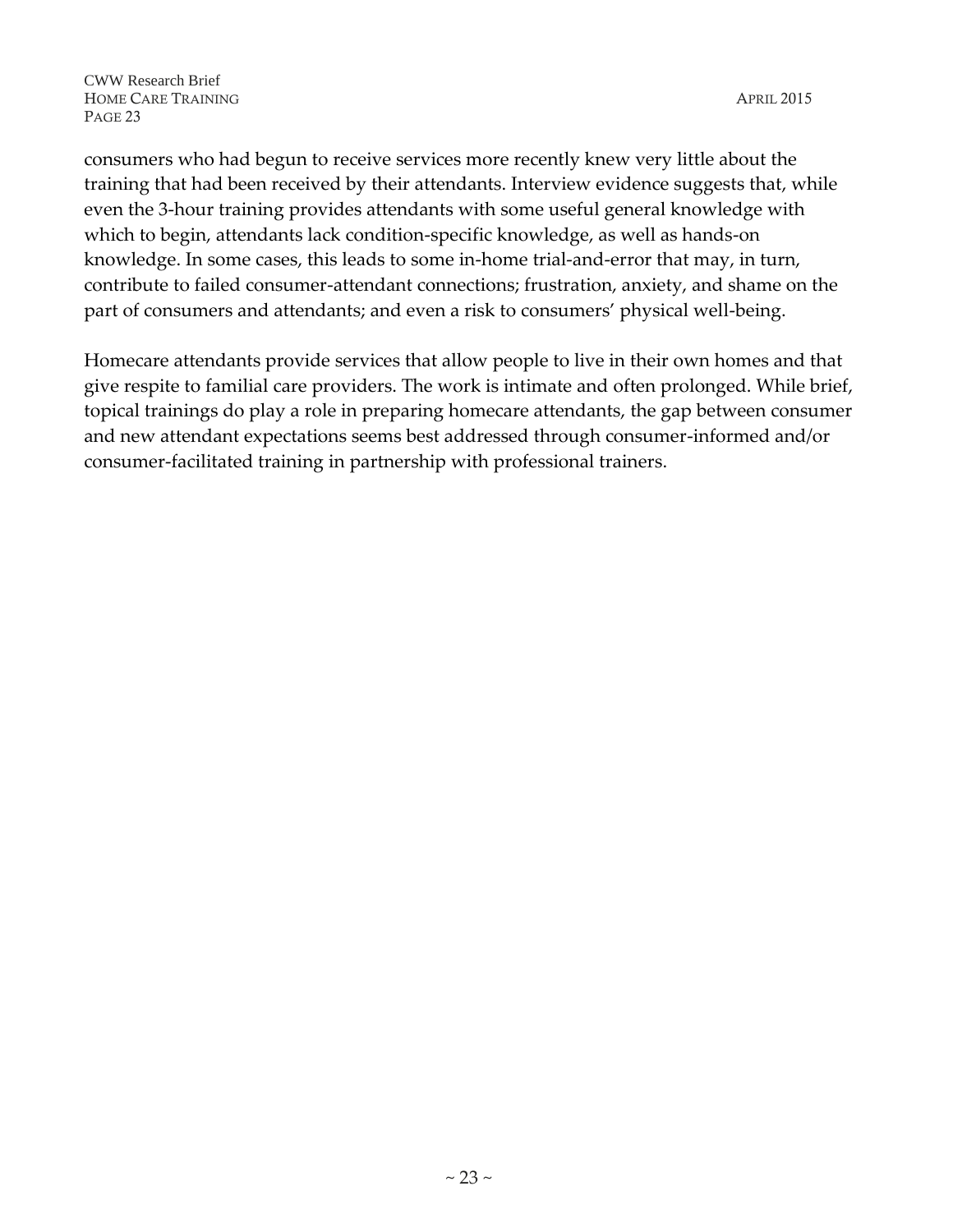consumers who had begun to receive services more recently knew very little about the training that had been received by their attendants. Interview evidence suggests that, while even the 3-hour training provides attendants with some useful general knowledge with which to begin, attendants lack condition-specific knowledge, as well as hands-on knowledge. In some cases, this leads to some in-home trial-and-error that may, in turn, contribute to failed consumer-attendant connections; frustration, anxiety, and shame on the part of consumers and attendants; and even a risk to consumers' physical well-being.

Homecare attendants provide services that allow people to live in their own homes and that give respite to familial care providers. The work is intimate and often prolonged. While brief, topical trainings do play a role in preparing homecare attendants, the gap between consumer and new attendant expectations seems best addressed through consumer-informed and/or consumer-facilitated training in partnership with professional trainers.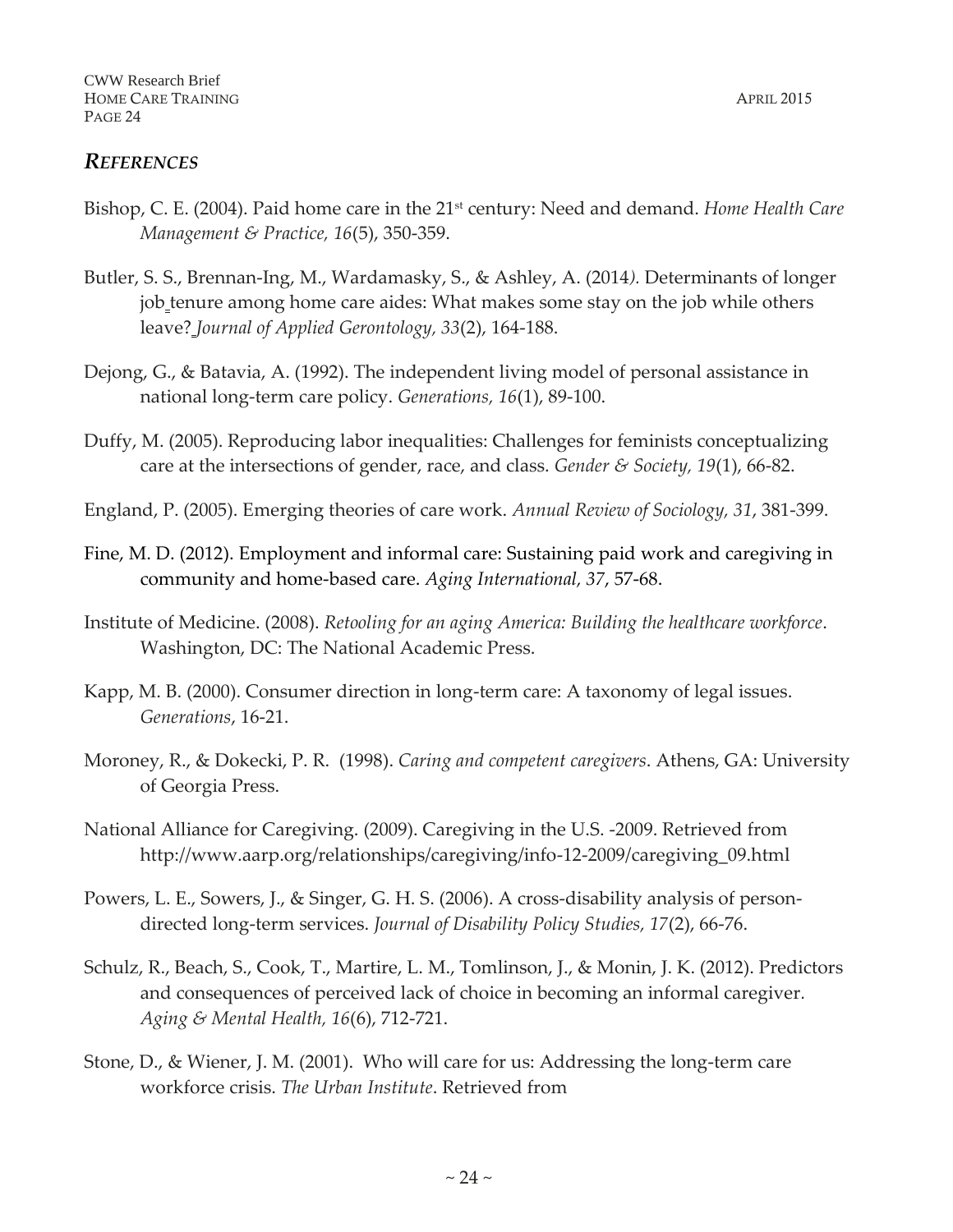## *REFERENCES*

Bishop, C. E. (2004). Paid home care in the 21st century: Need and demand. *Home Health Care Management & Practice, 16*(5), 350-359.

Butler, S. S., Brennan-Ing, M., Wardamasky, S., & Ashley, A. (2014). Determinants of longer job tenure among home care aides: What makes some stay on the job while others leave? *Journal of Applied Gerontology, 33*(2), 164-188.

Dejong, G., & Batavia, A. (1992). The independent living model of personal assistance in national long-term care policy. *Generations, 16*(1), 89-100.

Duffy, M. (2005). Reproducing labor inequalities: Challenges for feminists conceptualizing care at the intersections of gender, race, and class. *Gender & Society, 19*(1), 66-82.

England, P. (2005). Emerging theories of care work. *Annual Review of Sociology, 31*, 381-399.

Fine, M. D. (2012). Employment and informal care: Sustaining paid work and caregiving in community and home-based care. *Aging International, 37*, 57-68.

Institute of Medicine. (2008). *Retooling for an aging America: Building the healthcare workforce*. Washington, DC: The National Academic Press.

Kapp, M. B. (2000). Consumer direction in long-term care: A taxonomy of legal issues. *Generations*, 16-21.

Moroney, R., & Dokecki, P. R. (1998). *Caring and competent caregivers*. Athens, GA: University of Georgia Press.

National Alliance for Caregiving. (2009). Caregiving in the U.S. -2009. Retrieved from http://www.aarp.org/relationships/caregiving/info-12-2009/caregiving_09.html

Powers, L. E., Sowers, J., & Singer, G. H. S. (2006). A cross-disability analysis of person-directed long-term services. *Journal of Disability Policy Studies, 17*(2), 66-76.

Schulz, R., Beach, S., Cook, T., Martire, L. M., Tomlinson, J., & Monin, J. K. (2012). Predictors and consequences of perceived lack of choice in becoming an informal caregiver. *Aging & Mental Health, 16*(6), 712-721.

Stone, D., & Wiener, J. M. (2001). Who will care for us: Addressing the long-term care workforce crisis. *The Urban Institute*. Retrieved from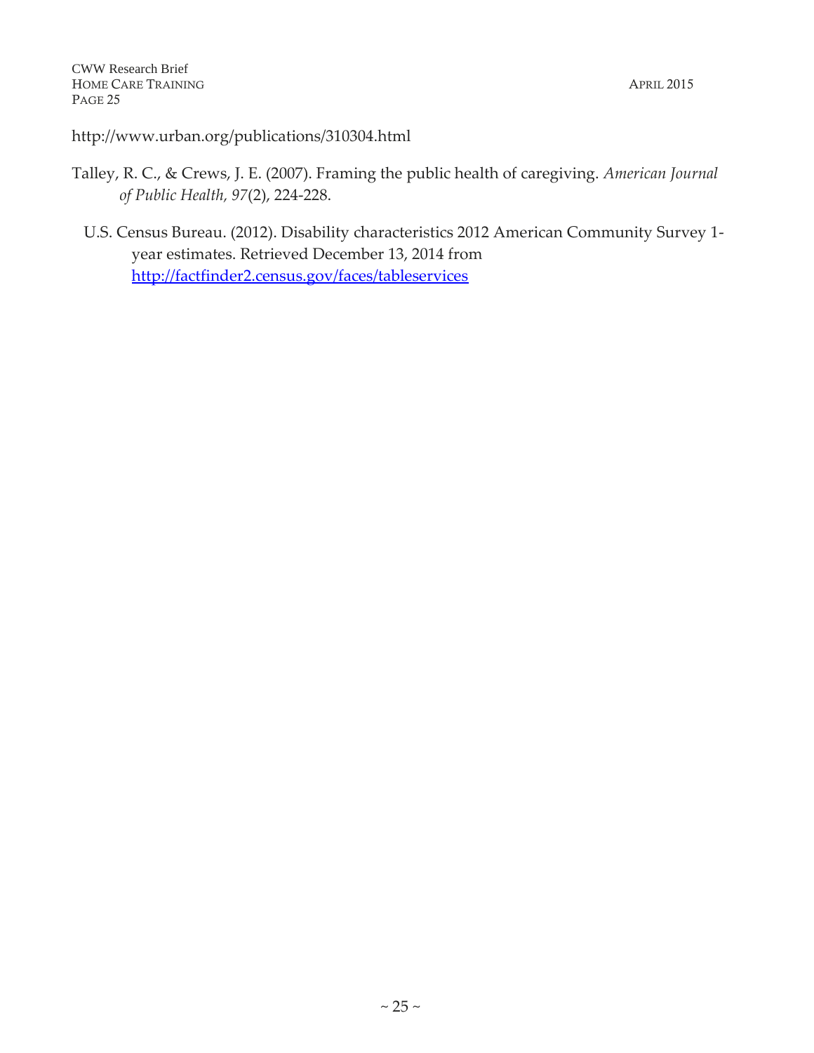http://www.urban.org/publications/310304.html

Talley, R. C., & Crews, J. E. (2007). Framing the public health of caregiving. *American Journal of Public Health, 97*(2), 224-228.

U.S. Census Bureau. (2012). Disability characteristics 2012 American Community Survey 1-year estimates. Retrieved December 13, 2014 from http://factfinder2.census.gov/faces/tableservices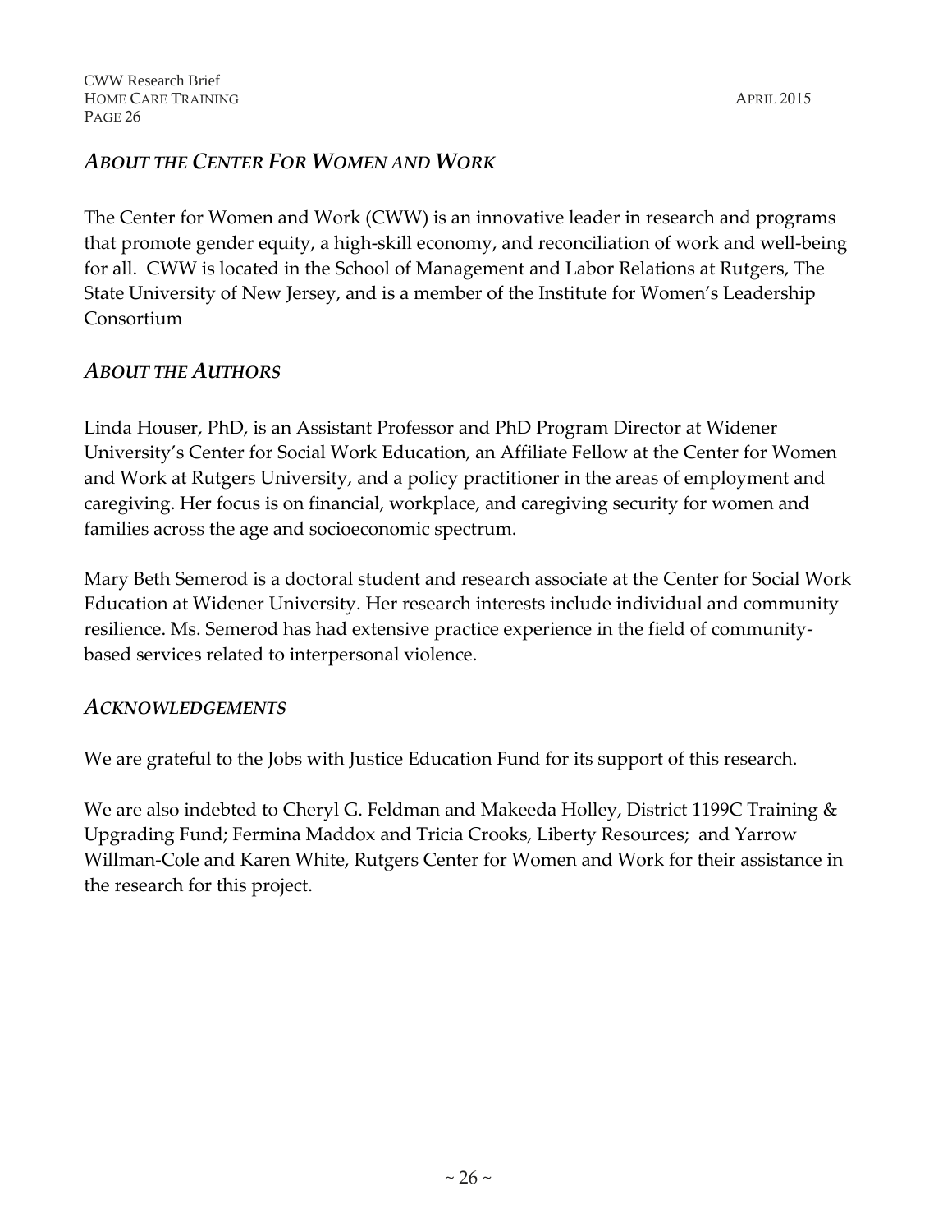## *About the Center For Women and Work*

The Center for Women and Work (CWW) is an innovative leader in research and programs that promote gender equity, a high-skill economy, and reconciliation of work and well-being for all. CWW is located in the School of Management and Labor Relations at Rutgers, The State University of New Jersey, and is a member of the Institute for Women's Leadership Consortium

## *About the Authors*

Linda Houser, PhD, is an Assistant Professor and PhD Program Director at Widener University's Center for Social Work Education, an Affiliate Fellow at the Center for Women and Work at Rutgers University, and a policy practitioner in the areas of employment and caregiving. Her focus is on financial, workplace, and caregiving security for women and families across the age and socioeconomic spectrum.

Mary Beth Semerod is a doctoral student and research associate at the Center for Social Work Education at Widener University. Her research interests include individual and community resilience. Ms. Semerod has had extensive practice experience in the field of community-based services related to interpersonal violence.

## *Acknowledgements*

We are grateful to the Jobs with Justice Education Fund for its support of this research.

We are also indebted to Cheryl G. Feldman and Makeeda Holley, District 1199C Training & Upgrading Fund; Fermina Maddox and Tricia Crooks, Liberty Resources; and Yarrow Willman-Cole and Karen White, Rutgers Center for Women and Work for their assistance in the research for this project.